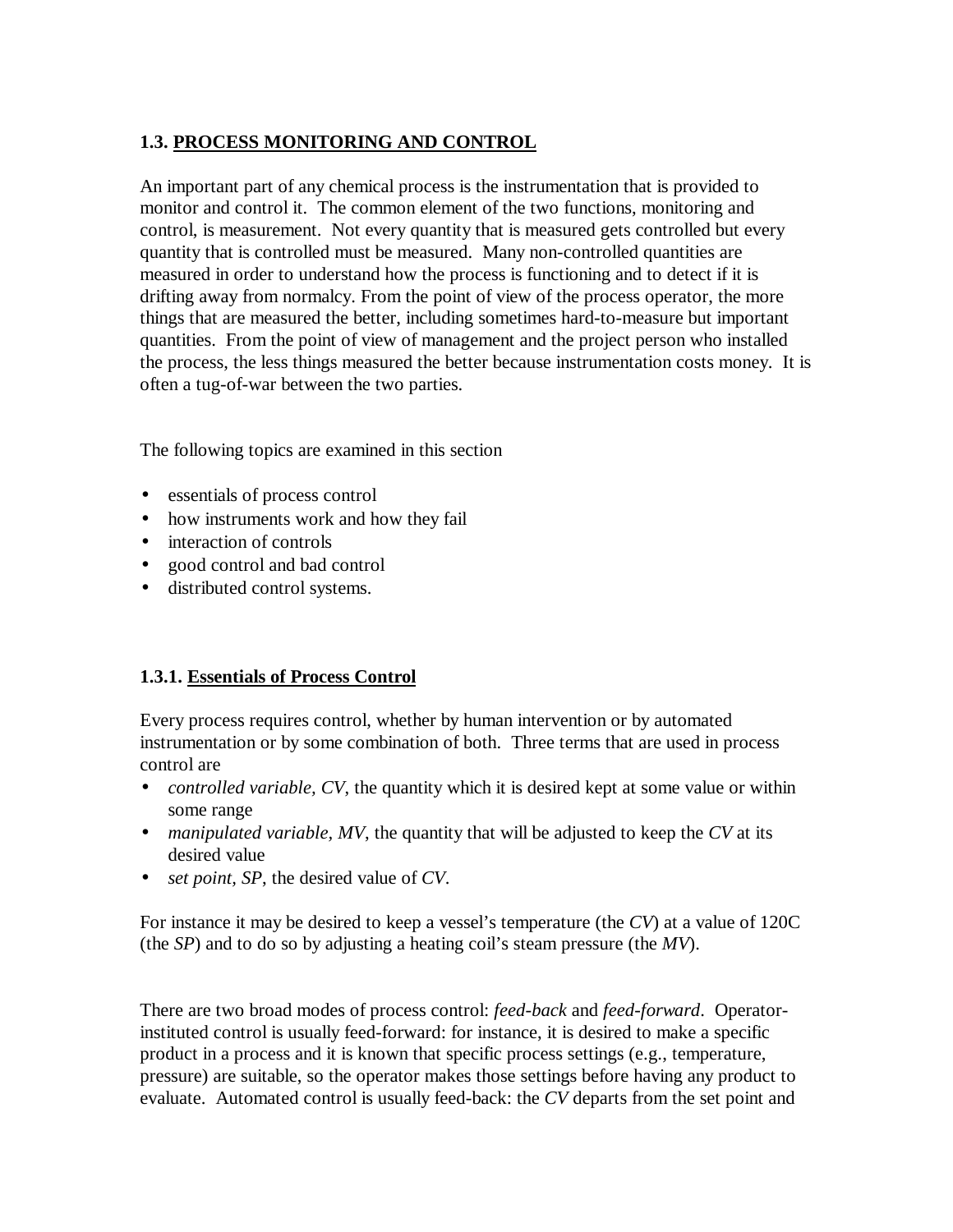## 1.3. PROCESS MONITORING AND CONTROL

An important part of any chemical process is the instrumentation that is provided to monitor and control it. The common element of the two functions, monitoring and control, is measurement. Not every quantity that is measured gets controlled but every quantity that is controlled must be measured. Many non-controlled quantities are measured in order to understand how the process is functioning and to detect if it is drifting away from normalcy. From the point of view of the process operator, the more things that are measured the better, including sometimes hard-to-measure but important quantities. From the point of view of management and the project person who installed the process, the less things measured the better because instrumentation costs money. It is often a tug-of-war between the two parties.

The following topics are examined in this section

- essentials of process control
- how instruments work and how they fail
- interaction of controls
- good control and bad control
- distributed control systems.

### 1.3.1. Essentials of Process Control

Every process requires control, whether by human intervention or by automated instrumentation or by some combination of both. Three terms that are used in process control are

- *controlled variable, CV*, the quantity which it is desired kept at some value or within some range
- *manipulated variable, MV*, the quantity that will be adjusted to keep the *CV* at its desired value
- *set point, SP*, the desired value of *CV*.

For instance it may be desired to keep a vessel's temperature (the *CV*) at a value of 120C (the *SP*) and to do so by adjusting a heating coil's steam pressure (the *MV*).

There are two broad modes of process control: *feed-back* and *feed-forward*. Operator-instituted control is usually feed-forward: for instance, it is desired to make a specific product in a process and it is known that specific process settings (e.g., temperature, pressure) are suitable, so the operator makes those settings before having any product to evaluate. Automated control is usually feed-back: the *CV* departs from the set point and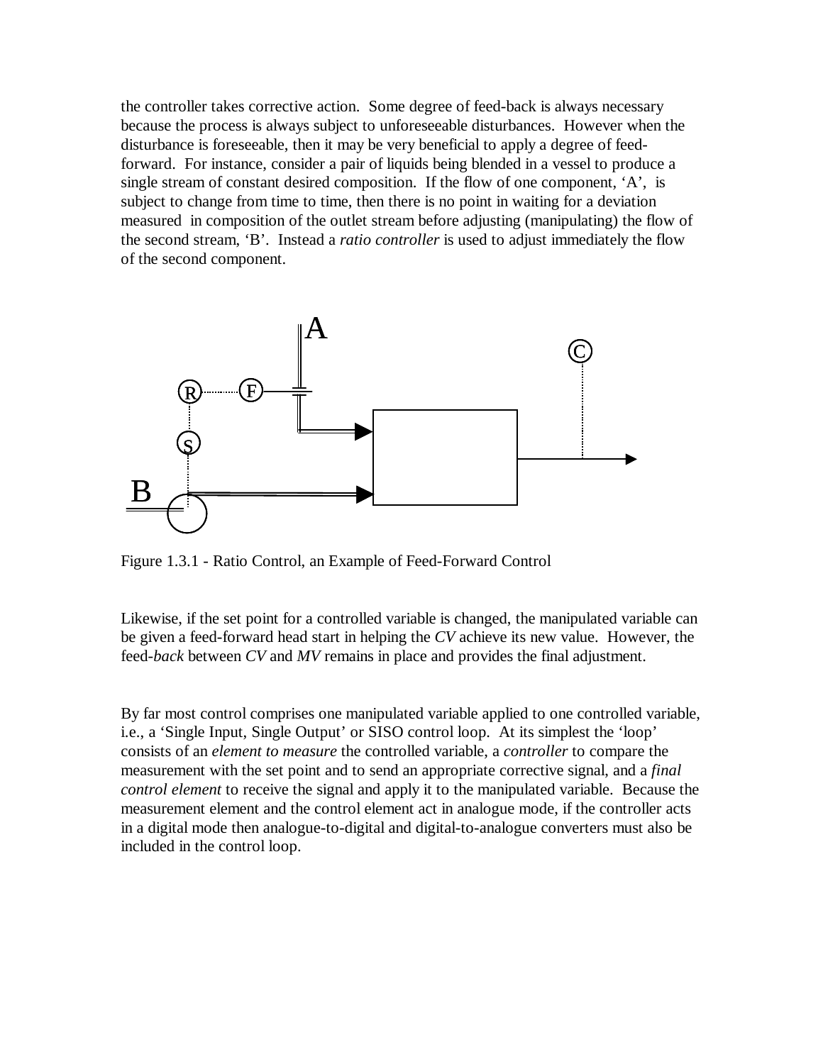the controller takes corrective action. Some degree of feed-back is always necessary because the process is always subject to unforeseeable disturbances. However when the disturbance is foreseeable, then it may be very beneficial to apply a degree of feed-forward. For instance, consider a pair of liquids being blended in a vessel to produce a single stream of constant desired composition. If the flow of one component, ‘A’, is subject to change from time to time, then there is no point in waiting for a deviation measured in composition of the outlet stream before adjusting (manipulating) the flow of the second stream, ‘B’. Instead a *ratio controller* is used to adjust immediately the flow of the second component.

Figure 1.3.1 - Ratio Control, an Example of Feed-Forward Control

Likewise, if the set point for a controlled variable is changed, the manipulated variable can be given a feed-forward head start in helping the *CV* achieve its new value. However, the feed-*back* between *CV* and *MV* remains in place and provides the final adjustment.

By far most control comprises one manipulated variable applied to one controlled variable, i.e., a ‘Single Input, Single Output’ or SISO control loop. At its simplest the ‘loop’ consists of an *element to measure* the controlled variable, a *controller* to compare the measurement with the set point and to send an appropriate corrective signal, and a *final control element* to receive the signal and apply it to the manipulated variable. Because the measurement element and the control element act in analogue mode, if the controller acts in a digital mode then analogue-to-digital and digital-to-analogue converters must also be included in the control loop.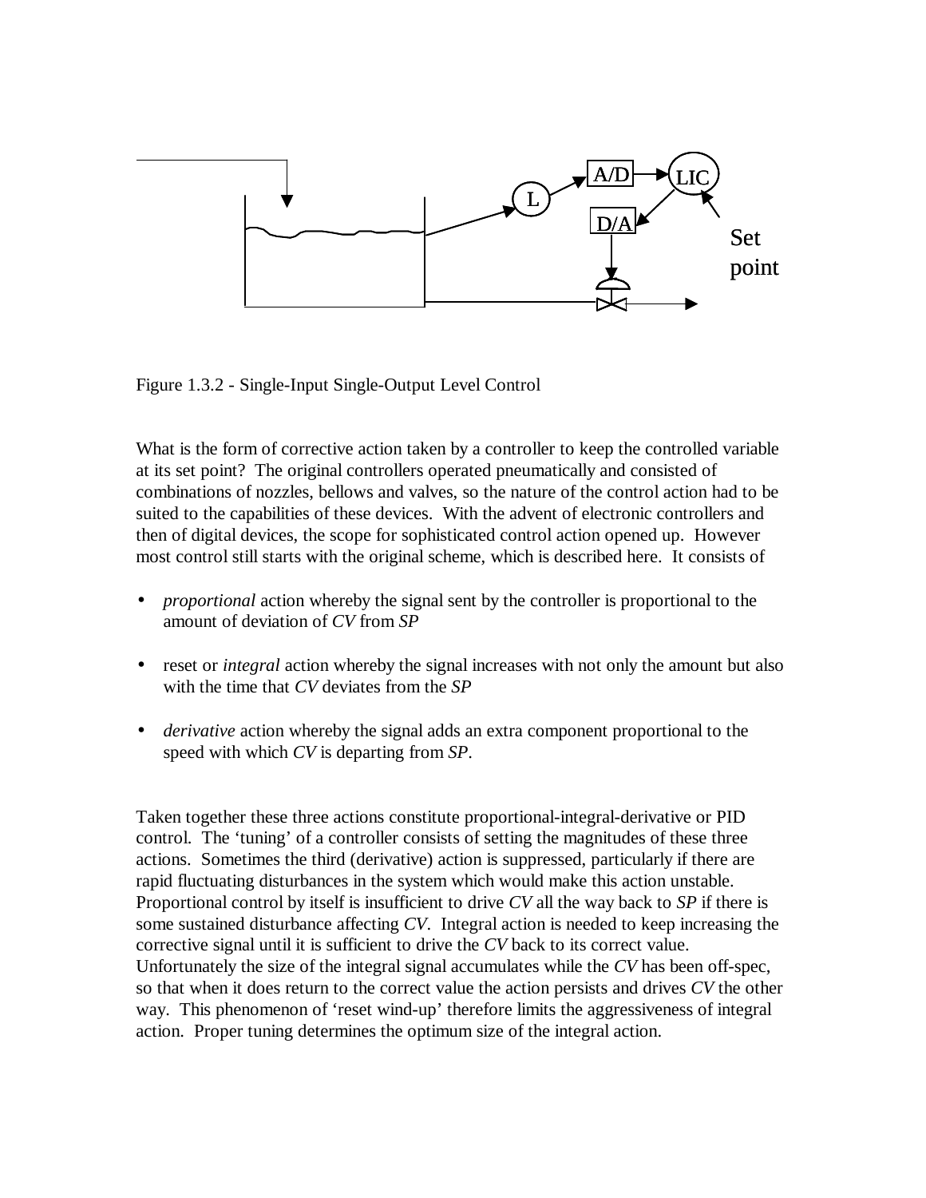Figure 1.3.2 - Single-Input Single-Output Level Control

What is the form of corrective action taken by a controller to keep the controlled variable at its set point? The original controllers operated pneumatically and consisted of combinations of nozzles, bellows and valves, so the nature of the control action had to be suited to the capabilities of these devices. With the advent of electronic controllers and then of digital devices, the scope for sophisticated control action opened up. However most control still starts with the original scheme, which is described here. It consists of

- *proportional* action whereby the signal sent by the controller is proportional to the amount of deviation of *CV* from *SP*
- reset or *integral* action whereby the signal increases with not only the amount but also with the time that *CV* deviates from the *SP*
- *derivative* action whereby the signal adds an extra component proportional to the speed with which *CV* is departing from *SP*.

Taken together these three actions constitute proportional-integral-derivative or PID control. The 'tuning' of a controller consists of setting the magnitudes of these three actions. Sometimes the third (derivative) action is suppressed, particularly if there are rapid fluctuating disturbances in the system which would make this action unstable. Proportional control by itself is insufficient to drive *CV* all the way back to *SP* if there is some sustained disturbance affecting *CV*. Integral action is needed to keep increasing the corrective signal until it is sufficient to drive the *CV* back to its correct value. Unfortunately the size of the integral signal accumulates while the *CV* has been off-spec, so that when it does return to the correct value the action persists and drives *CV* the other way. This phenomenon of 'reset wind-up' therefore limits the aggressiveness of integral action. Proper tuning determines the optimum size of the integral action.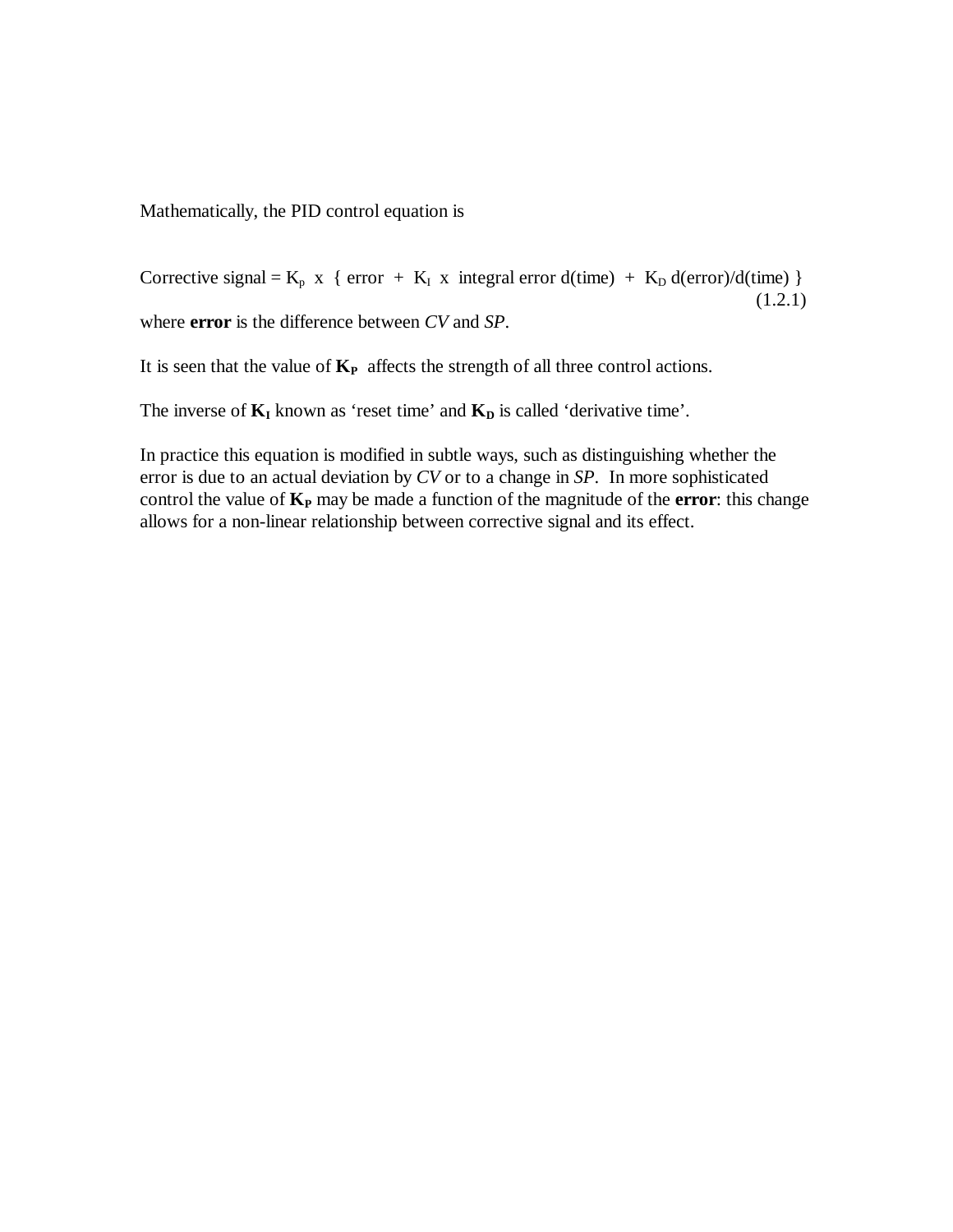Mathematically, the PID control equation is

$$\text{Corrective signal} = K_p \text{ x } \{ \text{ error } + K_I \text{ x integral error d(time) } + K_D \text{ d(error)/d(time) } \} \tag{1.2.1}$$

where **error** is the difference between *CV* and *SP*.

It is seen that the value of $\mathbf{K_P}$ affects the strength of all three control actions.

The inverse of $\mathbf{K_I}$ known as 'reset time' and $\mathbf{K_D}$ is called 'derivative time'.

In practice this equation is modified in subtle ways, such as distinguishing whether the error is due to an actual deviation by *CV* or to a change in *SP*. In more sophisticated control the value of $\mathbf{K_P}$ may be made a function of the magnitude of the **error**: this change allows for a non-linear relationship between corrective signal and its effect.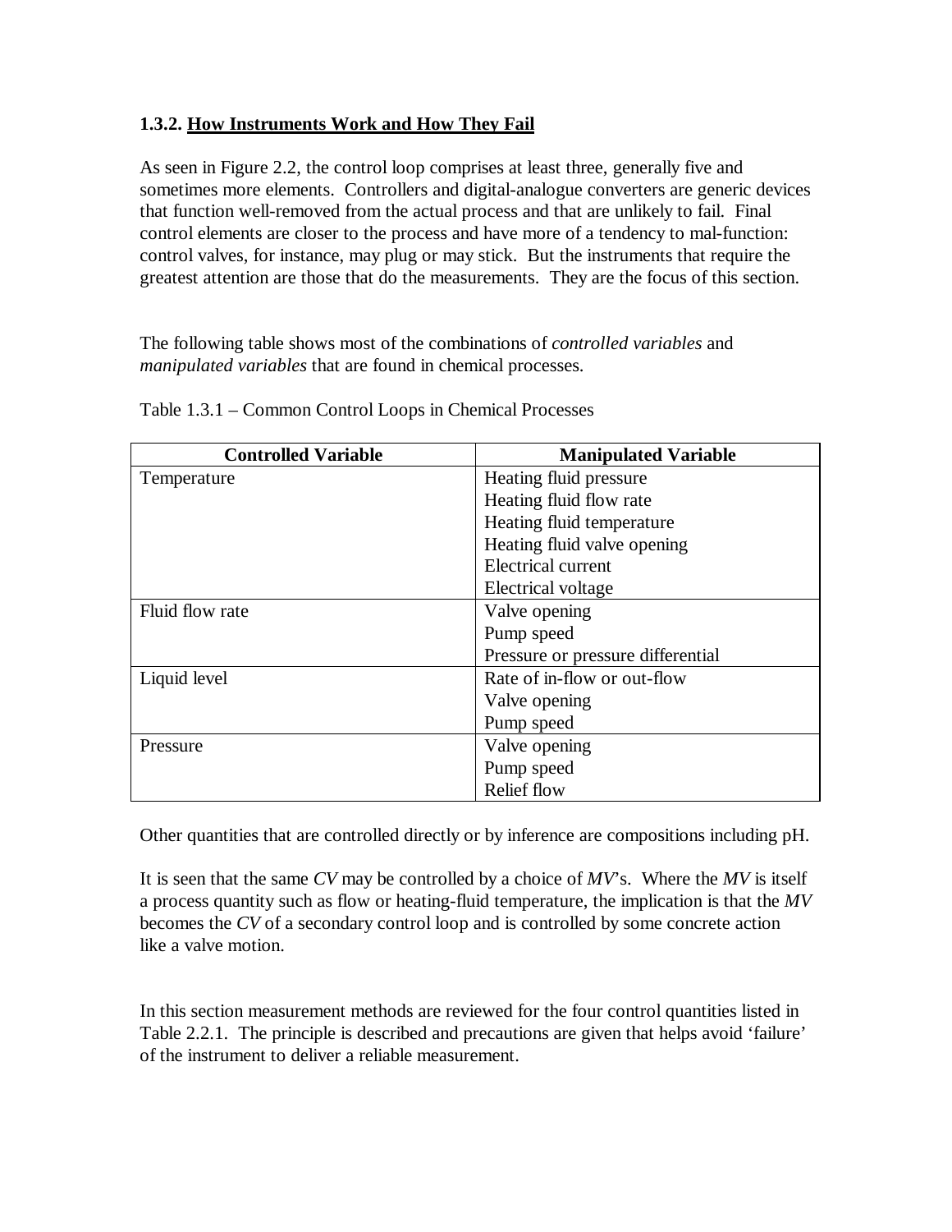### 1.3.2. <u>How Instruments Work and How They Fail</u>

As seen in Figure 2.2, the control loop comprises at least three, generally five and sometimes more elements. Controllers and digital-analogue converters are generic devices that function well-removed from the actual process and that are unlikely to fail. Final control elements are closer to the process and have more of a tendency to mal-function: control valves, for instance, may plug or may stick. But the instruments that require the greatest attention are those that do the measurements. They are the focus of this section.

The following table shows most of the combinations of *controlled variables* and *manipulated variables* that are found in chemical processes.

Table 1.3.1 – Common Control Loops in Chemical Processes

| Controlled Variable | Manipulated Variable |
|---|---|
| Temperature | Heating fluid pressure |
| | Heating fluid flow rate |
| | Heating fluid temperature |
| | Heating fluid valve opening |
| | Electrical current |
| | Electrical voltage |
| Fluid flow rate | Valve opening |
| | Pump speed |
| | Pressure or pressure differential |
| Liquid level | Rate of in-flow or out-flow |
| | Valve opening |
| | Pump speed |
| Pressure | Valve opening |
| | Pump speed |
| | Relief flow |

Other quantities that are controlled directly or by inference are compositions including pH.

It is seen that the same *CV* may be controlled by a choice of *MV*'s. Where the *MV* is itself a process quantity such as flow or heating-fluid temperature, the implication is that the *MV* becomes the *CV* of a secondary control loop and is controlled by some concrete action like a valve motion.

In this section measurement methods are reviewed for the four control quantities listed in Table 2.2.1. The principle is described and precautions are given that helps avoid 'failure' of the instrument to deliver a reliable measurement.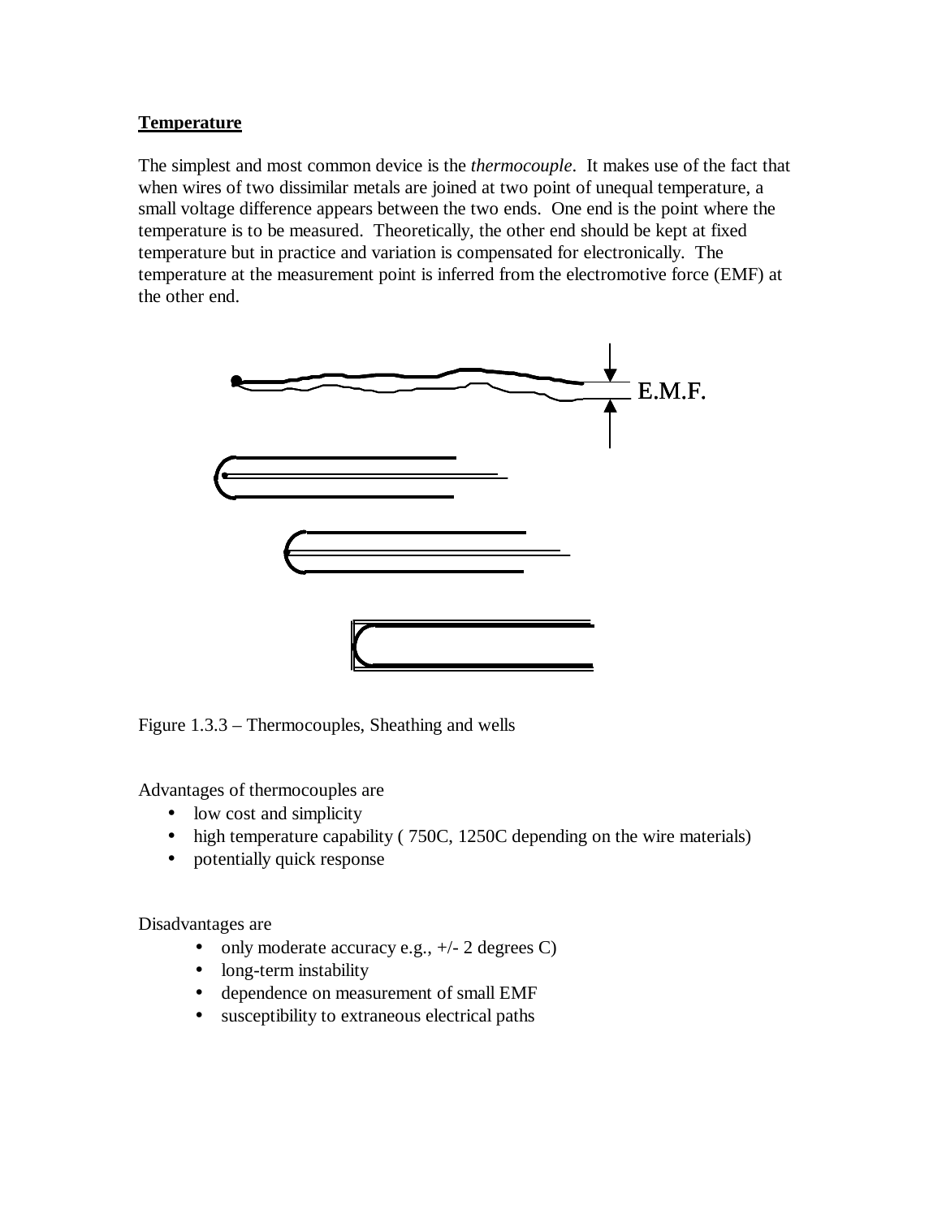**Temperature**

The simplest and most common device is the *thermocouple*. It makes use of the fact that when wires of two dissimilar metals are joined at two point of unequal temperature, a small voltage difference appears between the two ends. One end is the point where the temperature is to be measured. Theoretically, the other end should be kept at fixed temperature but in practice and variation is compensated for electronically. The temperature at the measurement point is inferred from the electromotive force (EMF) at the other end.

E.M.F.

Figure 1.3.3 – Thermocouples, Sheathing and wells

Advantages of thermocouples are

- low cost and simplicity
- high temperature capability ( 750C, 1250C depending on the wire materials)
- potentially quick response

Disadvantages are

- only moderate accuracy e.g., +/- 2 degrees C)
- long-term instability
- dependence on measurement of small EMF
- susceptibility to extraneous electrical paths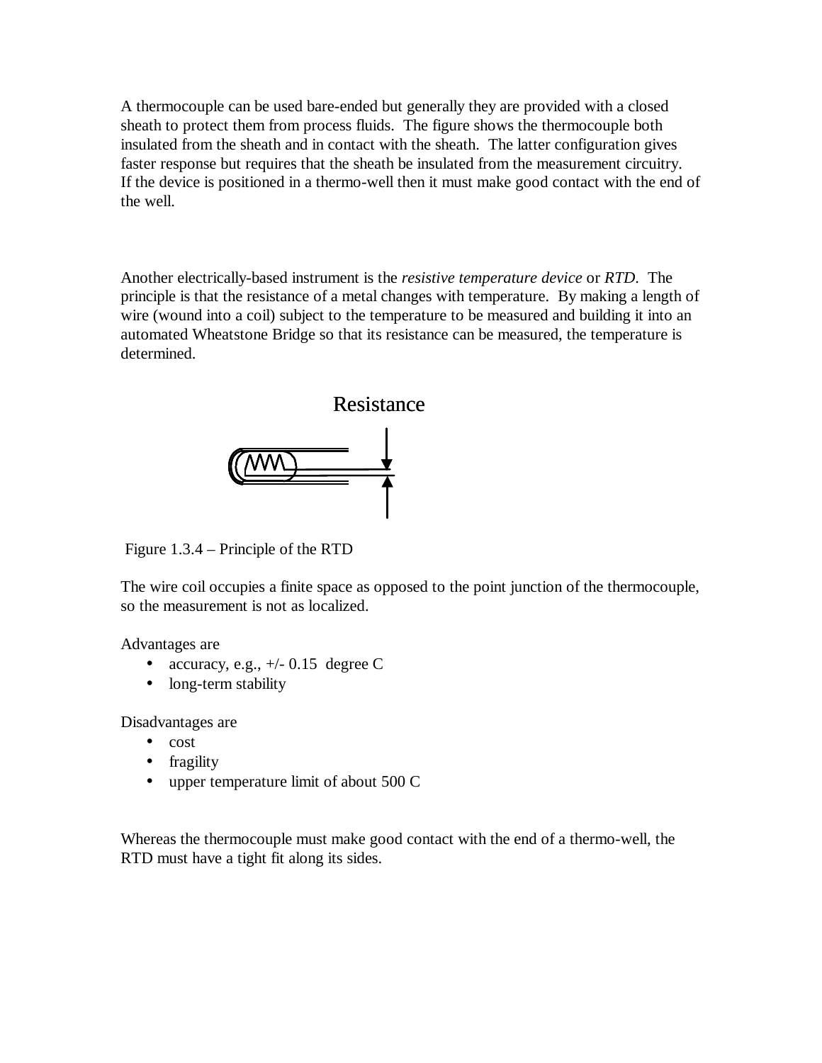A thermocouple can be used bare-ended but generally they are provided with a closed sheath to protect them from process fluids. The figure shows the thermocouple both insulated from the sheath and in contact with the sheath. The latter configuration gives faster response but requires that the sheath be insulated from the measurement circuitry. If the device is positioned in a thermo-well then it must make good contact with the end of the well.

Another electrically-based instrument is the *resistive temperature device* or *RTD*. The principle is that the resistance of a metal changes with temperature. By making a length of wire (wound into a coil) subject to the temperature to be measured and building it into an automated Wheatstone Bridge so that its resistance can be measured, the temperature is determined.

Resistance

Figure 1.3.4 – Principle of the RTD

The wire coil occupies a finite space as opposed to the point junction of the thermocouple, so the measurement is not as localized.

Advantages are

- accuracy, e.g., +/- 0.15 degree C
- long-term stability

Disadvantages are

- cost
- fragility
- upper temperature limit of about 500 C

Whereas the thermocouple must make good contact with the end of a thermo-well, the RTD must have a tight fit along its sides.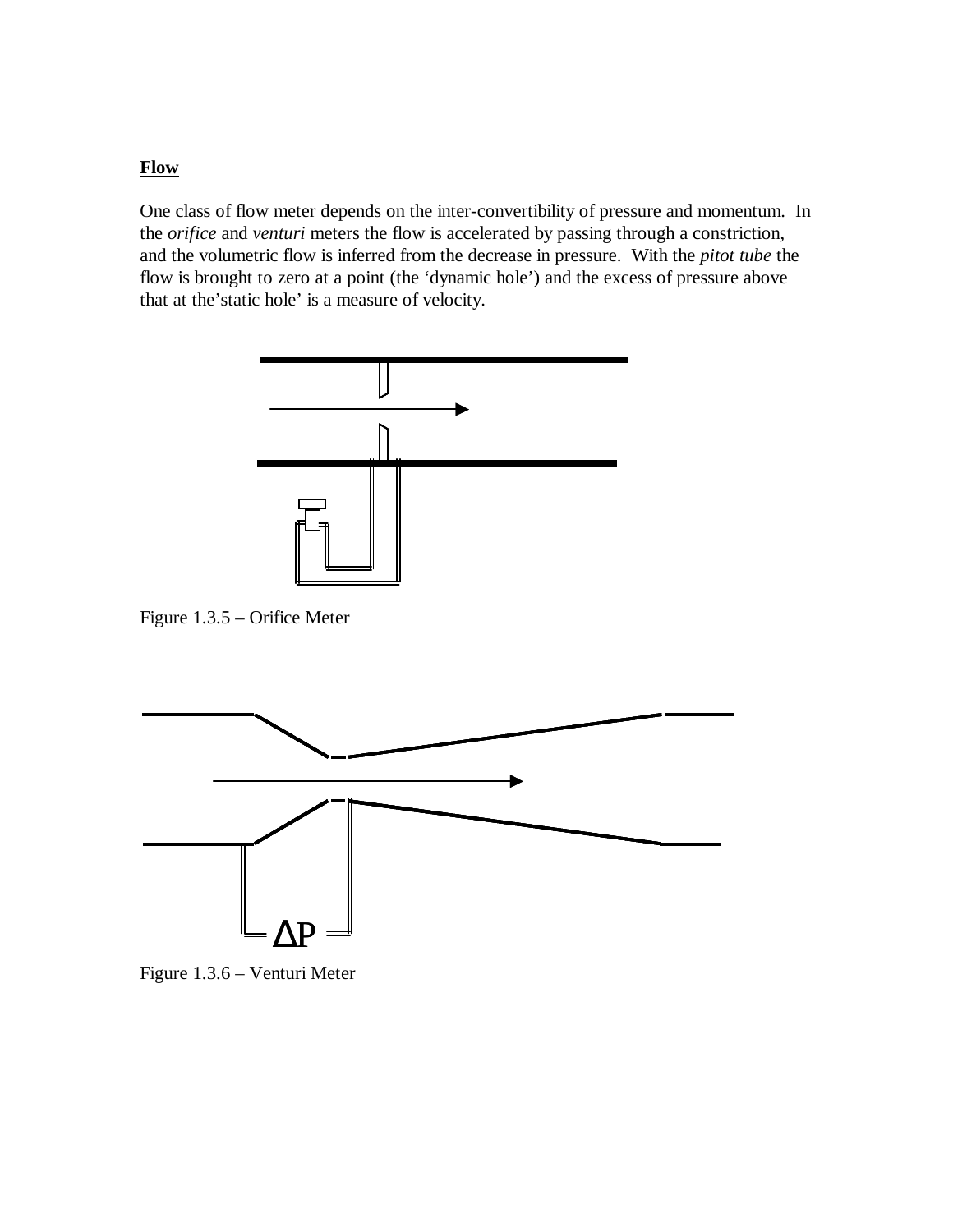**Flow**

One class of flow meter depends on the inter-convertibility of pressure and momentum. In the *orifice* and *venturi* meters the flow is accelerated by passing through a constriction, and the volumetric flow is inferred from the decrease in pressure. With the *pitot tube* the flow is brought to zero at a point (the 'dynamic hole') and the excess of pressure above that at the'static hole' is a measure of velocity.

Figure 1.3.5 – Orifice Meter

Figure 1.3.6 – Venturi Meter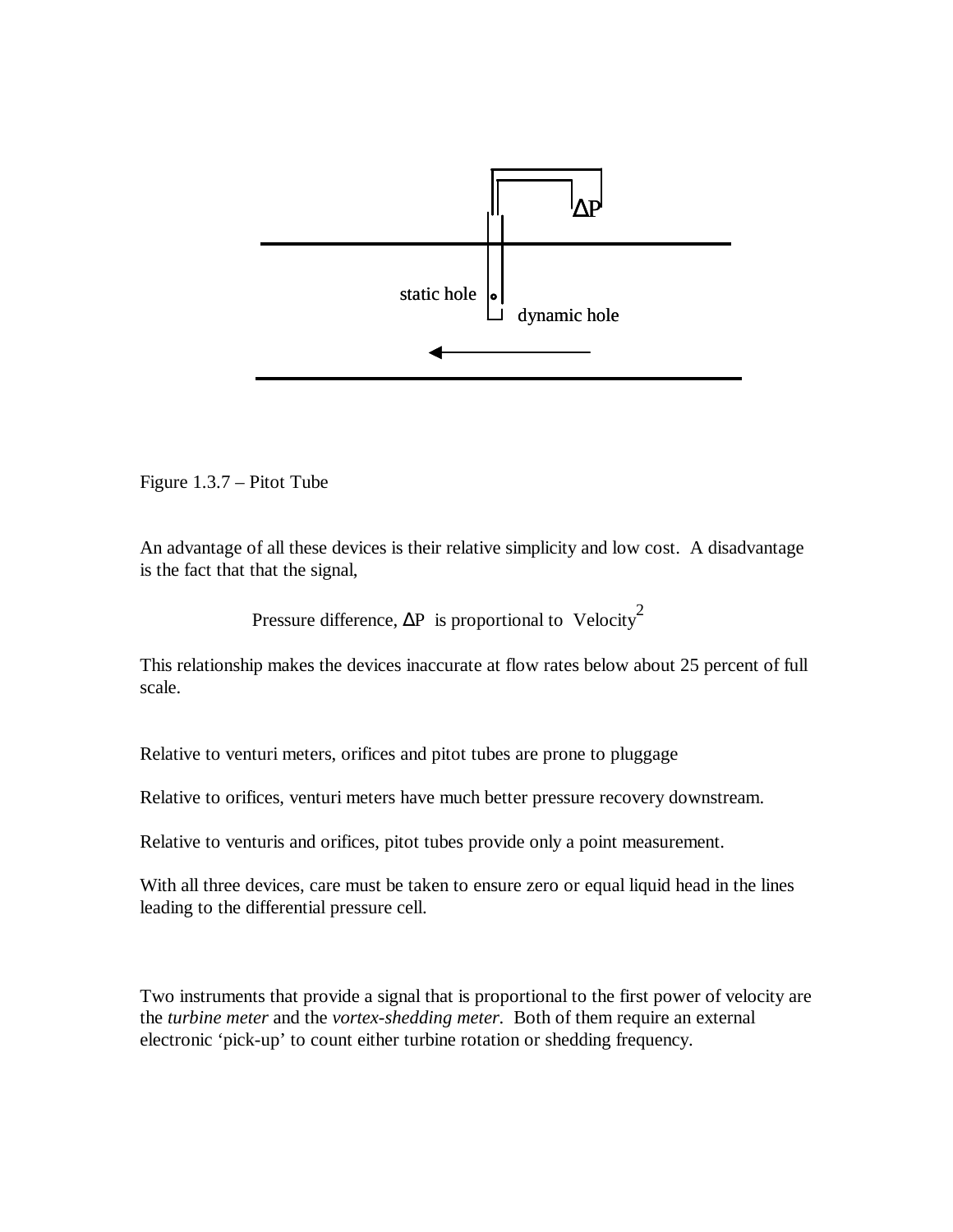Figure 1.3.7 – Pitot Tube

An advantage of all these devices is their relative simplicity and low cost. A disadvantage is the fact that that the signal,

$$\text{Pressure difference, } \Delta P \text{ is proportional to Velocity}^2$$

This relationship makes the devices inaccurate at flow rates below about 25 percent of full scale.

Relative to venturi meters, orifices and pitot tubes are prone to pluggage

Relative to orifices, venturi meters have much better pressure recovery downstream.

Relative to venturis and orifices, pitot tubes provide only a point measurement.

With all three devices, care must be taken to ensure zero or equal liquid head in the lines leading to the differential pressure cell.

Two instruments that provide a signal that is proportional to the first power of velocity are the *turbine meter* and the *vortex-shedding meter*. Both of them require an external electronic 'pick-up' to count either turbine rotation or shedding frequency.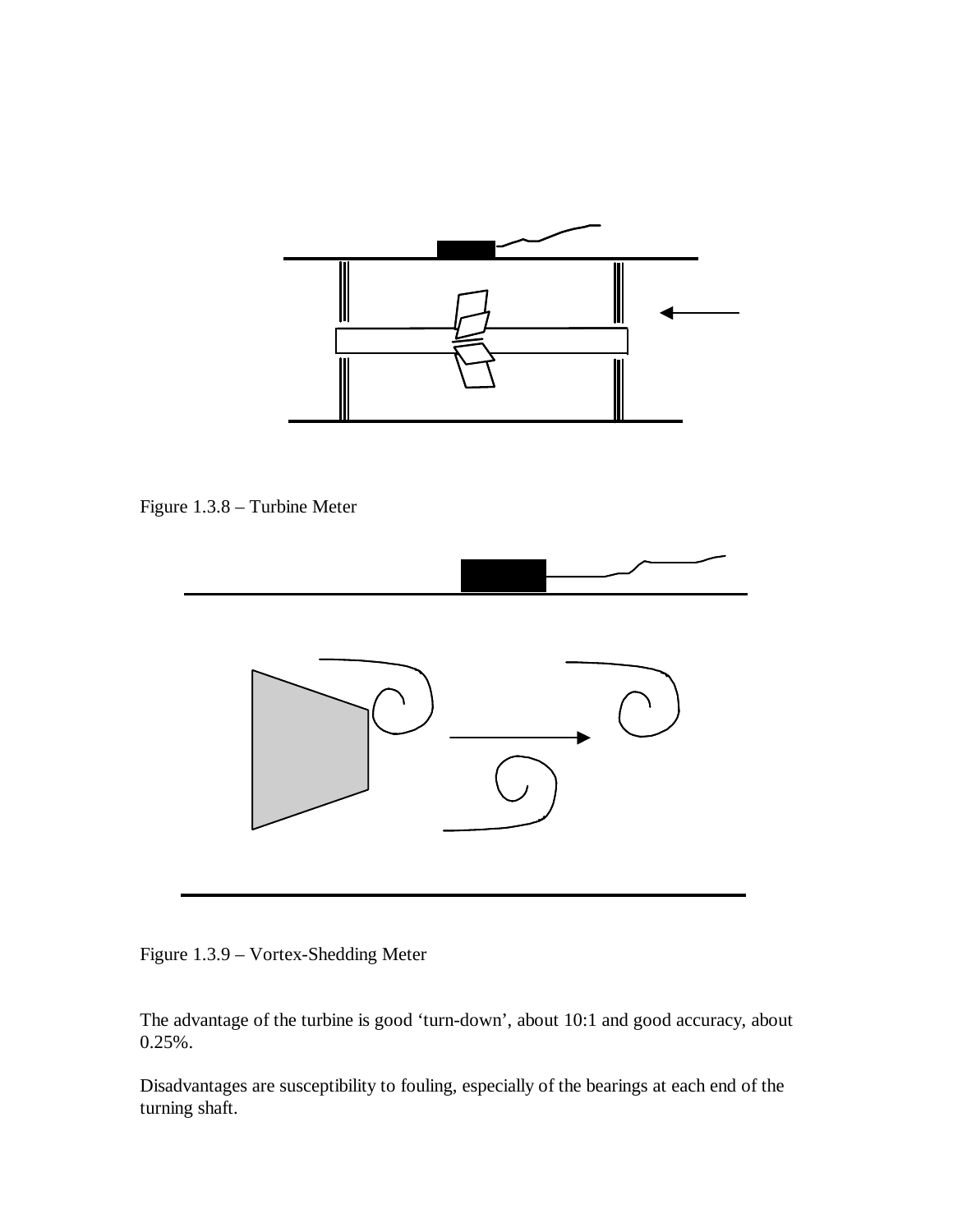Figure 1.3.8 – Turbine Meter

Figure 1.3.9 – Vortex-Shedding Meter

The advantage of the turbine is good ‘turn-down’, about 10:1 and good accuracy, about 0.25%.

Disadvantages are susceptibility to fouling, especially of the bearings at each end of the turning shaft.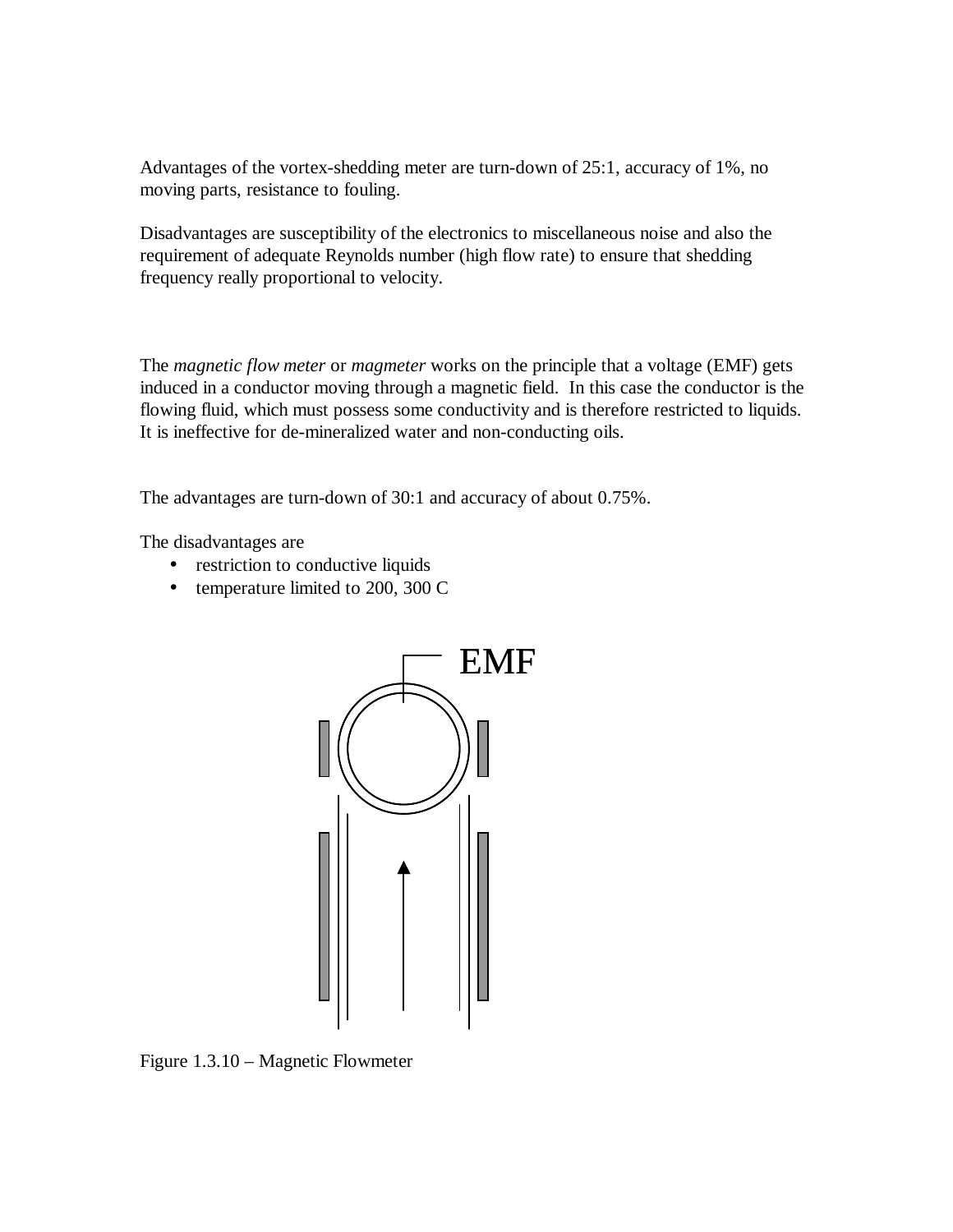Advantages of the vortex-shedding meter are turn-down of 25:1, accuracy of 1%, no moving parts, resistance to fouling.

Disadvantages are susceptibility of the electronics to miscellaneous noise and also the requirement of adequate Reynolds number (high flow rate) to ensure that shedding frequency really proportional to velocity.

The *magnetic flow meter* or *magmeter* works on the principle that a voltage (EMF) gets induced in a conductor moving through a magnetic field. In this case the conductor is the flowing fluid, which must possess some conductivity and is therefore restricted to liquids. It is ineffective for de-mineralized water and non-conducting oils.

The advantages are turn-down of 30:1 and accuracy of about 0.75%.

The disadvantages are

- restriction to conductive liquids
- temperature limited to 200, 300 C

EMF

Figure 1.3.10 – Magnetic Flowmeter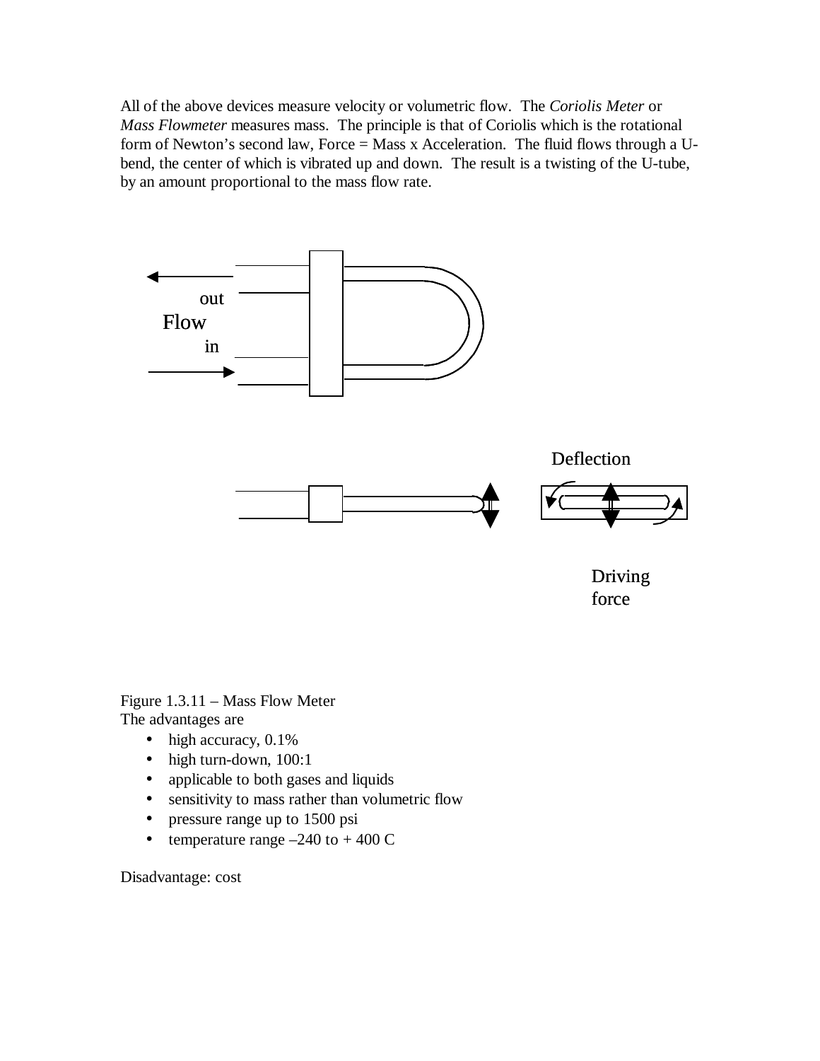All of the above devices measure velocity or volumetric flow. The *Coriolis Meter* or *Mass Flowmeter* measures mass. The principle is that of Coriolis which is the rotational form of Newton's second law, Force = Mass x Acceleration. The fluid flows through a U-bend, the center of which is vibrated up and down. The result is a twisting of the U-tube, by an amount proportional to the mass flow rate.

out

Flow

in

Deflection

Driving force

Figure 1.3.11 – Mass Flow Meter

The advantages are

- high accuracy, 0.1%
- high turn-down, 100:1
- applicable to both gases and liquids
- sensitivity to mass rather than volumetric flow
- pressure range up to 1500 psi
- temperature range –240 to + 400 C

Disadvantage: cost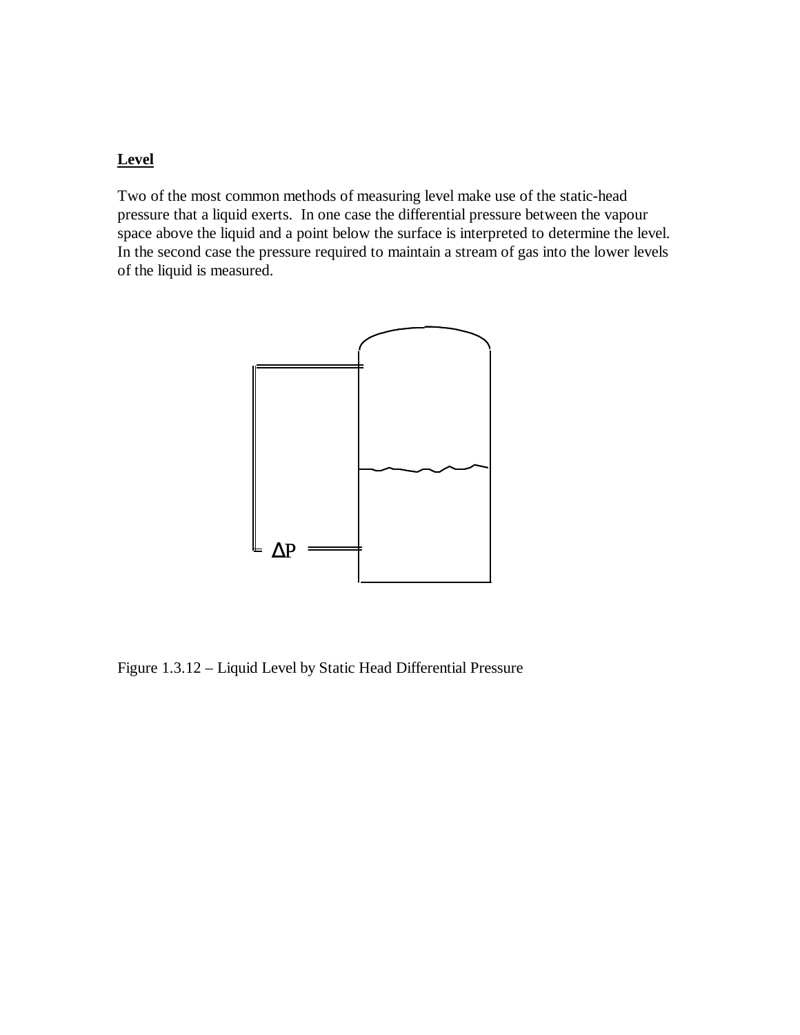**Level**

Two of the most common methods of measuring level make use of the static-head pressure that a liquid exerts. In one case the differential pressure between the vapour space above the liquid and a point below the surface is interpreted to determine the level. In the second case the pressure required to maintain a stream of gas into the lower levels of the liquid is measured.

Figure 1.3.12 – Liquid Level by Static Head Differential Pressure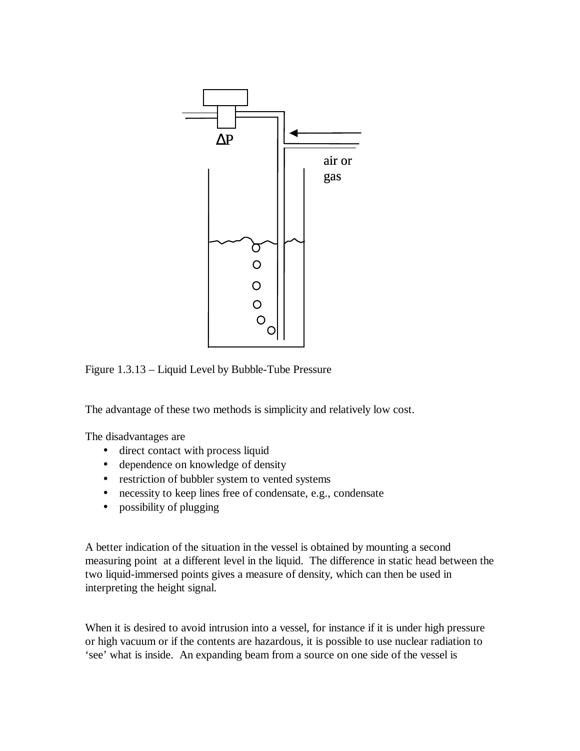Figure 1.3.13 – Liquid Level by Bubble-Tube Pressure

The advantage of these two methods is simplicity and relatively low cost.

The disadvantages are

- direct contact with process liquid
- dependence on knowledge of density
- restriction of bubbler system to vented systems
- necessity to keep lines free of condensate, e.g., condensate
- possibility of plugging

A better indication of the situation in the vessel is obtained by mounting a second measuring point at a different level in the liquid. The difference in static head between the two liquid-immersed points gives a measure of density, which can then be used in interpreting the height signal.

When it is desired to avoid intrusion into a vessel, for instance if it is under high pressure or high vacuum or if the contents are hazardous, it is possible to use nuclear radiation to 'see' what is inside. An expanding beam from a source on one side of the vessel is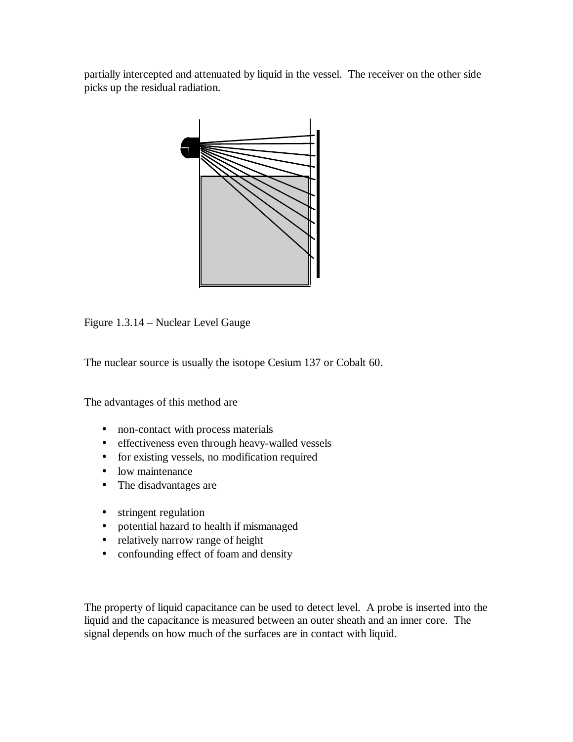partially intercepted and attenuated by liquid in the vessel. The receiver on the other side picks up the residual radiation.

Figure 1.3.14 – Nuclear Level Gauge

The nuclear source is usually the isotope Cesium 137 or Cobalt 60.

The advantages of this method are

- non-contact with process materials
- effectiveness even through heavy-walled vessels
- for existing vessels, no modification required
- low maintenance
- The disadvantages are

- stringent regulation
- potential hazard to health if mismanaged
- relatively narrow range of height
- confounding effect of foam and density

The property of liquid capacitance can be used to detect level. A probe is inserted into the liquid and the capacitance is measured between an outer sheath and an inner core. The signal depends on how much of the surfaces are in contact with liquid.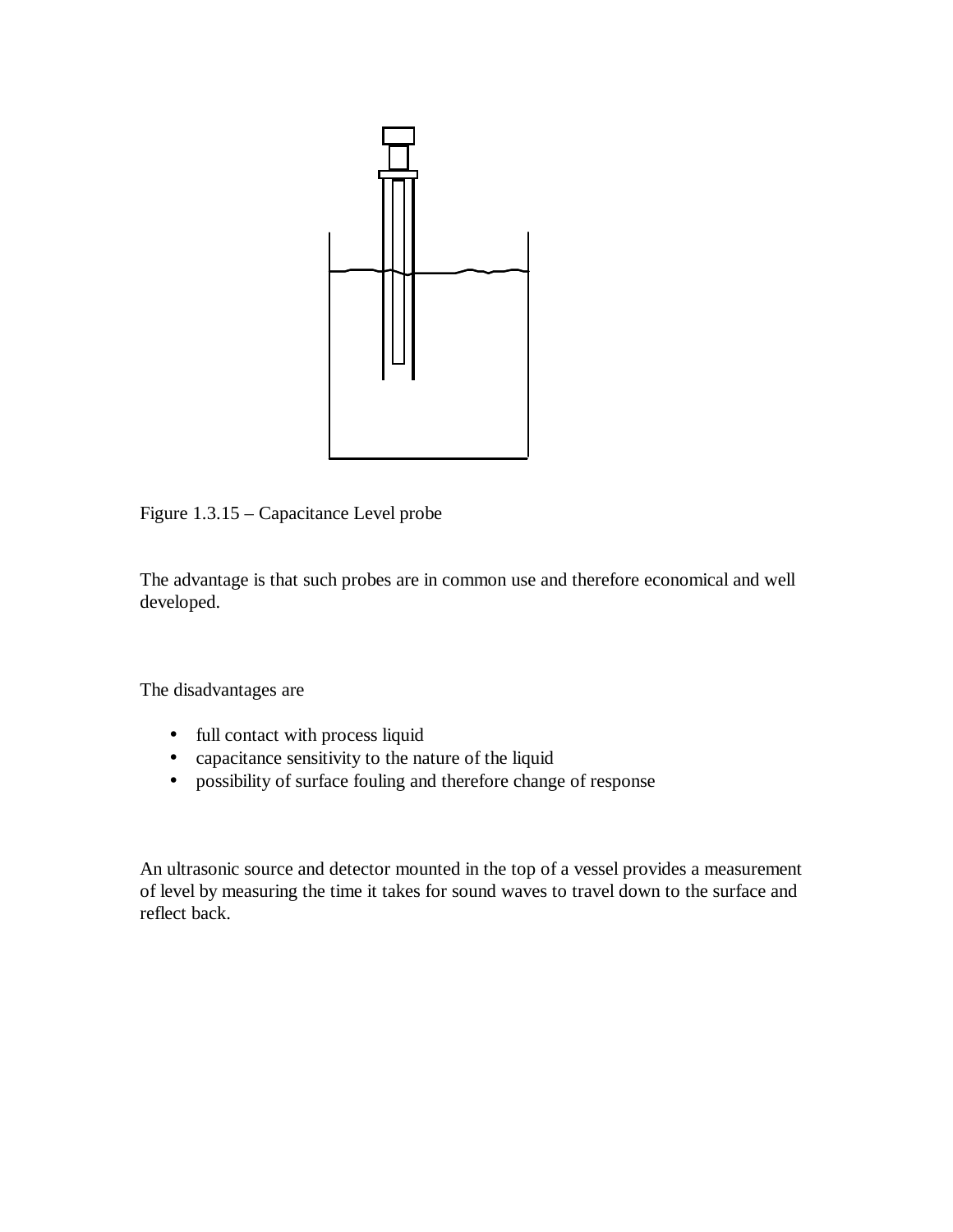Figure 1.3.15 – Capacitance Level probe

The advantage is that such probes are in common use and therefore economical and well developed.

The disadvantages are

- full contact with process liquid
- capacitance sensitivity to the nature of the liquid
- possibility of surface fouling and therefore change of response

An ultrasonic source and detector mounted in the top of a vessel provides a measurement of level by measuring the time it takes for sound waves to travel down to the surface and reflect back.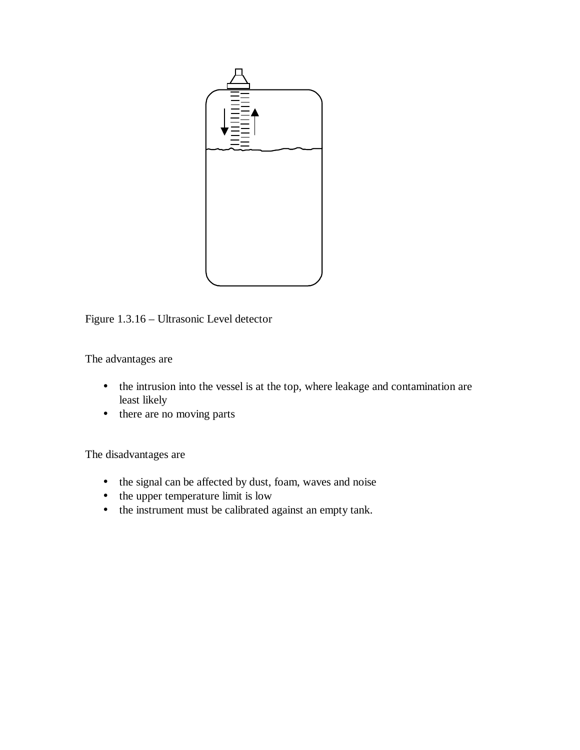Figure 1.3.16 – Ultrasonic Level detector

The advantages are

- the intrusion into the vessel is at the top, where leakage and contamination are least likely
- there are no moving parts

The disadvantages are

- the signal can be affected by dust, foam, waves and noise
- the upper temperature limit is low
- the instrument must be calibrated against an empty tank.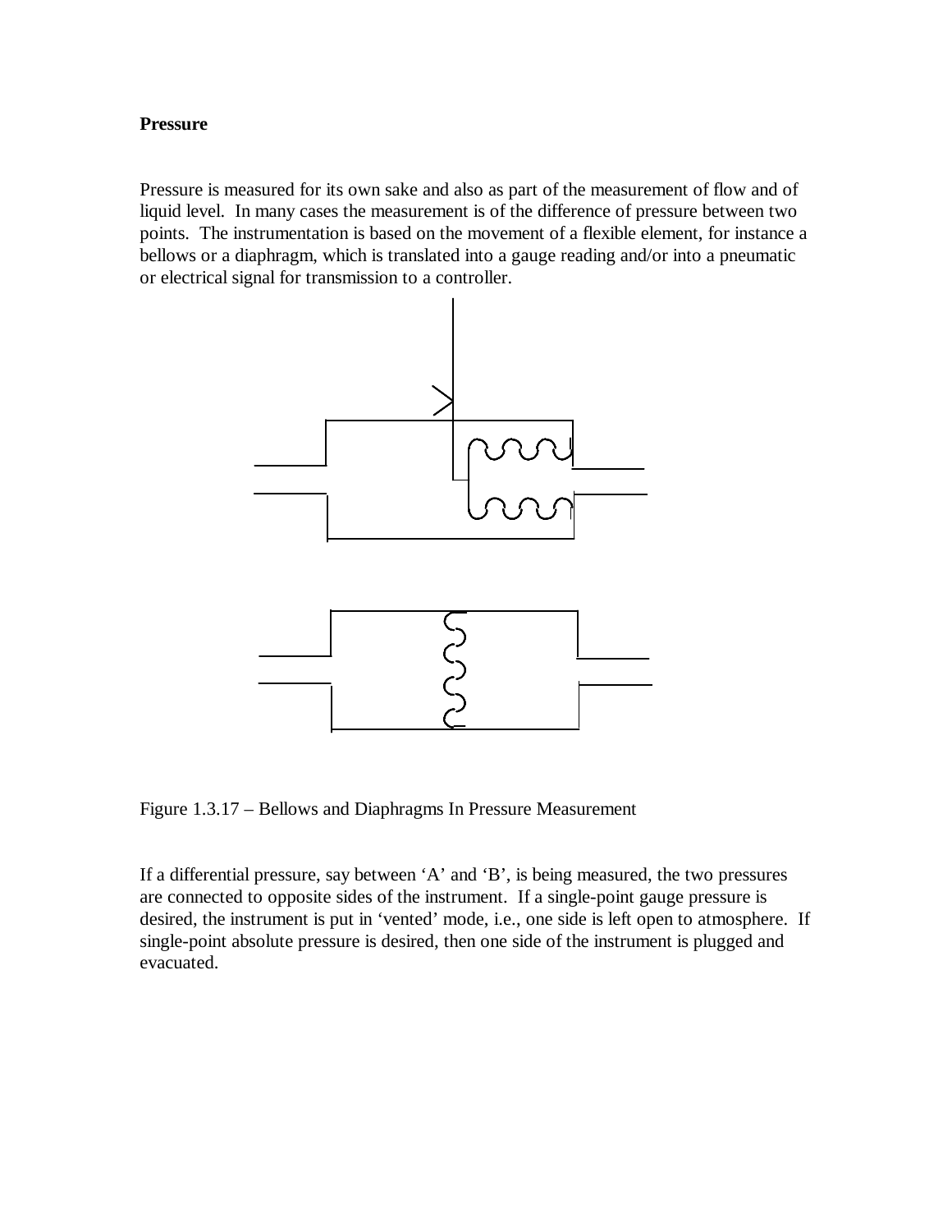**Pressure**

Pressure is measured for its own sake and also as part of the measurement of flow and of liquid level. In many cases the measurement is of the difference of pressure between two points. The instrumentation is based on the movement of a flexible element, for instance a bellows or a diaphragm, which is translated into a gauge reading and/or into a pneumatic or electrical signal for transmission to a controller.

Figure 1.3.17 – Bellows and Diaphragms In Pressure Measurement

If a differential pressure, say between 'A' and 'B', is being measured, the two pressures are connected to opposite sides of the instrument. If a single-point gauge pressure is desired, the instrument is put in 'vented' mode, i.e., one side is left open to atmosphere. If single-point absolute pressure is desired, then one side of the instrument is plugged and evacuated.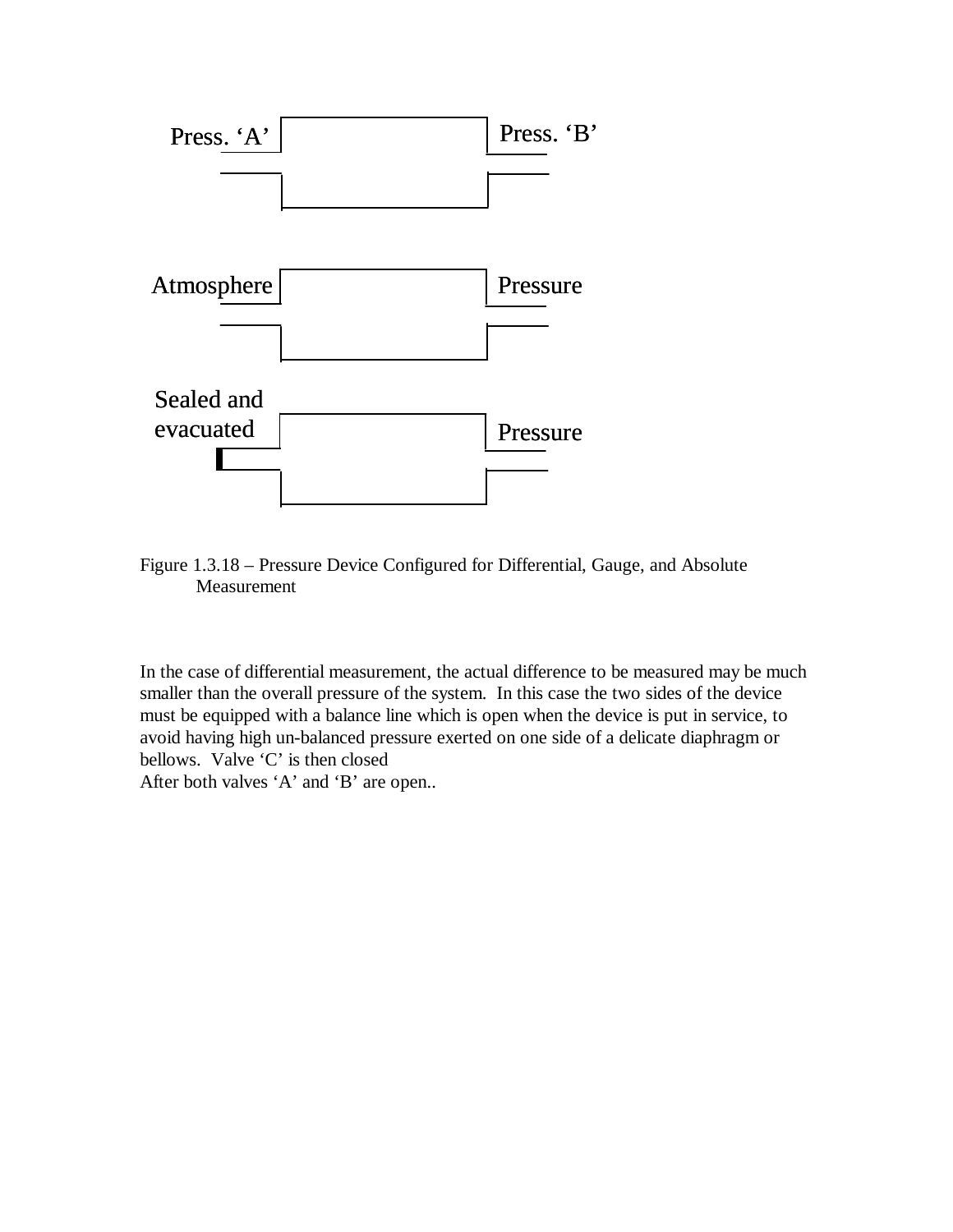Press. 'A' Press. 'B'

Atmosphere Pressure

Sealed and evacuated Pressure

Figure 1.3.18 – Pressure Device Configured for Differential, Gauge, and Absolute Measurement

In the case of differential measurement, the actual difference to be measured may be much smaller than the overall pressure of the system. In this case the two sides of the device must be equipped with a balance line which is open when the device is put in service, to avoid having high un-balanced pressure exerted on one side of a delicate diaphragm or bellows. Valve 'C' is then closed
After both valves 'A' and 'B' are open..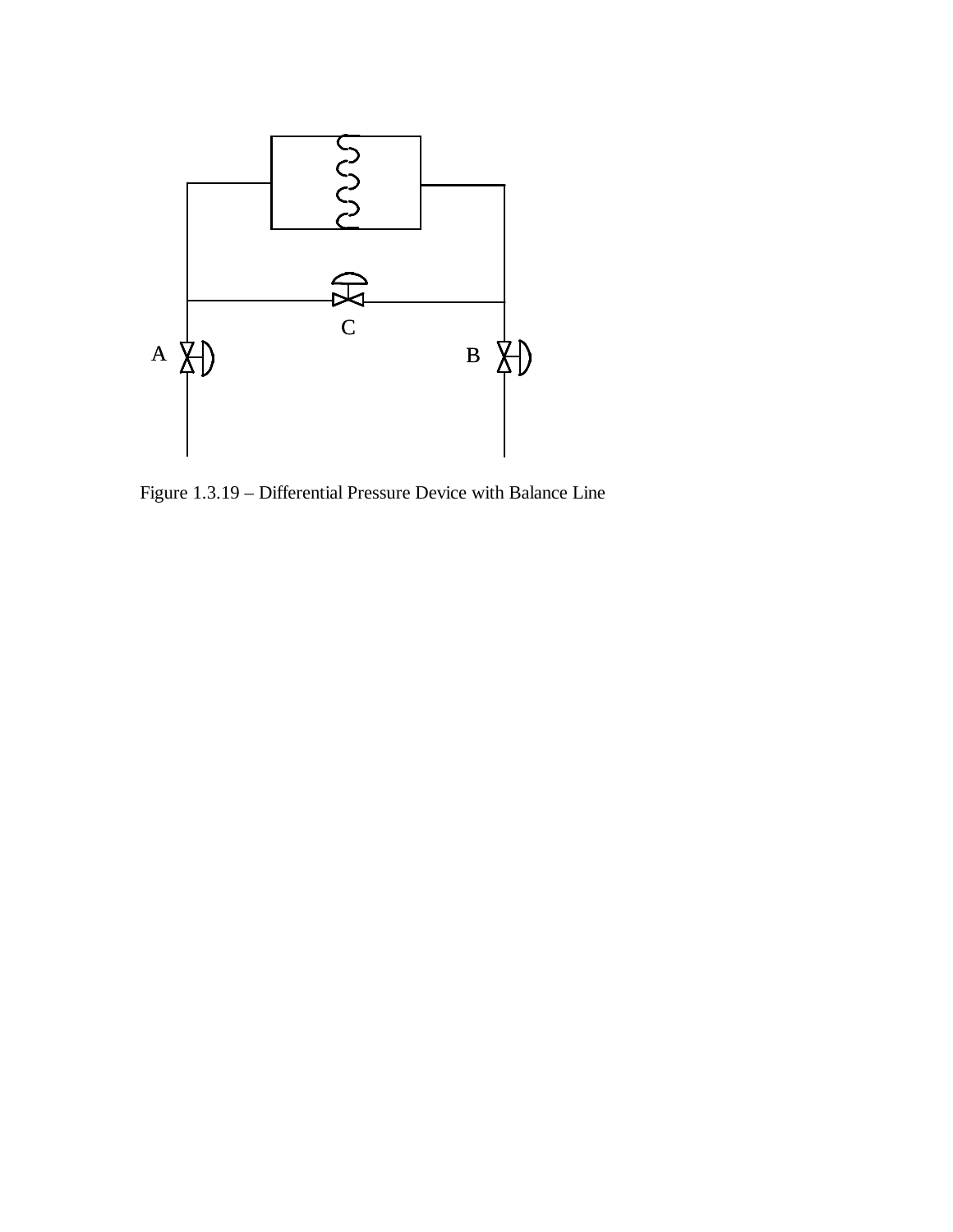Figure 1.3.19 – Differential Pressure Device with Balance Line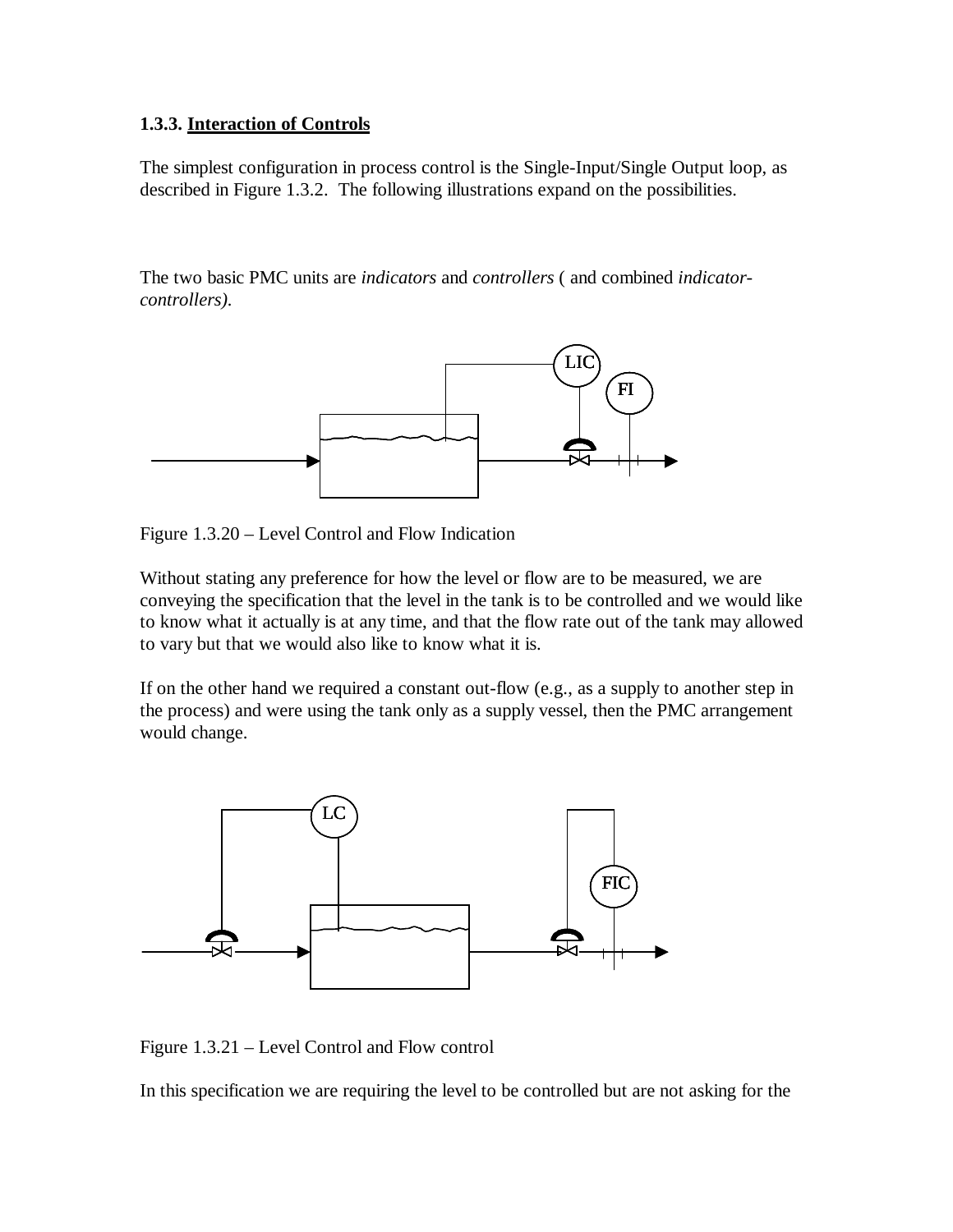### 1.3.3. Interaction of Controls

The simplest configuration in process control is the Single-Input/Single Output loop, as described in Figure 1.3.2. The following illustrations expand on the possibilities.

The two basic PMC units are *indicators* and *controllers* ( and combined *indicator-controllers).*

Figure 1.3.20 – Level Control and Flow Indication

Without stating any preference for how the level or flow are to be measured, we are conveying the specification that the level in the tank is to be controlled and we would like to know what it actually is at any time, and that the flow rate out of the tank may allowed to vary but that we would also like to know what it is.

If on the other hand we required a constant out-flow (e.g., as a supply to another step in the process) and were using the tank only as a supply vessel, then the PMC arrangement would change.

Figure 1.3.21 – Level Control and Flow control

In this specification we are requiring the level to be controlled but are not asking for the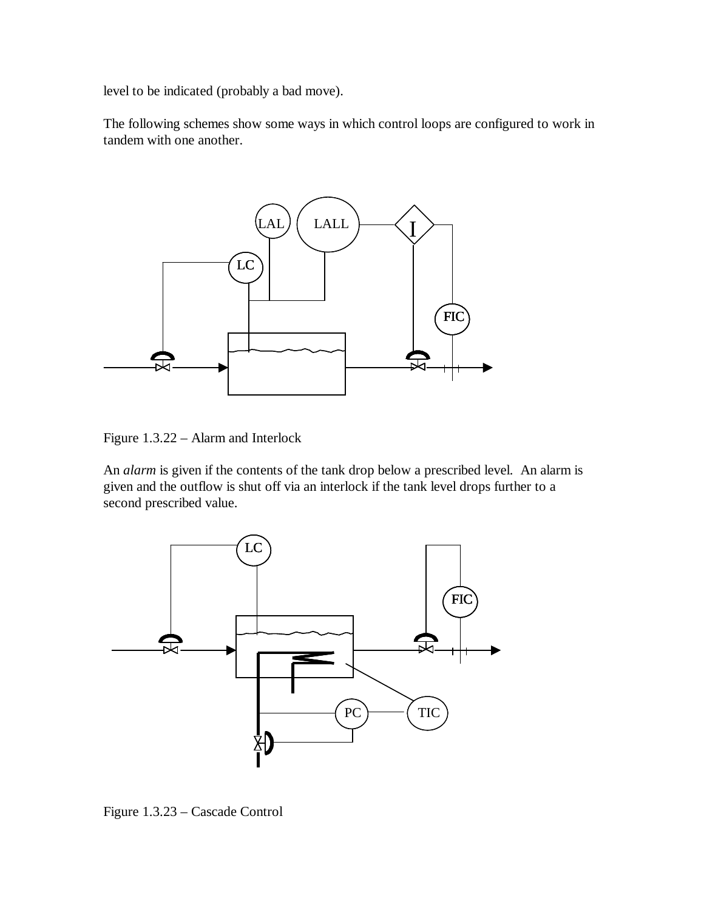level to be indicated (probably a bad move).

The following schemes show some ways in which control loops are configured to work in tandem with one another.

Figure 1.3.22 – Alarm and Interlock

An *alarm* is given if the contents of the tank drop below a prescribed level. An alarm is given and the outflow is shut off via an interlock if the tank level drops further to a second prescribed value.

Figure 1.3.23 – Cascade Control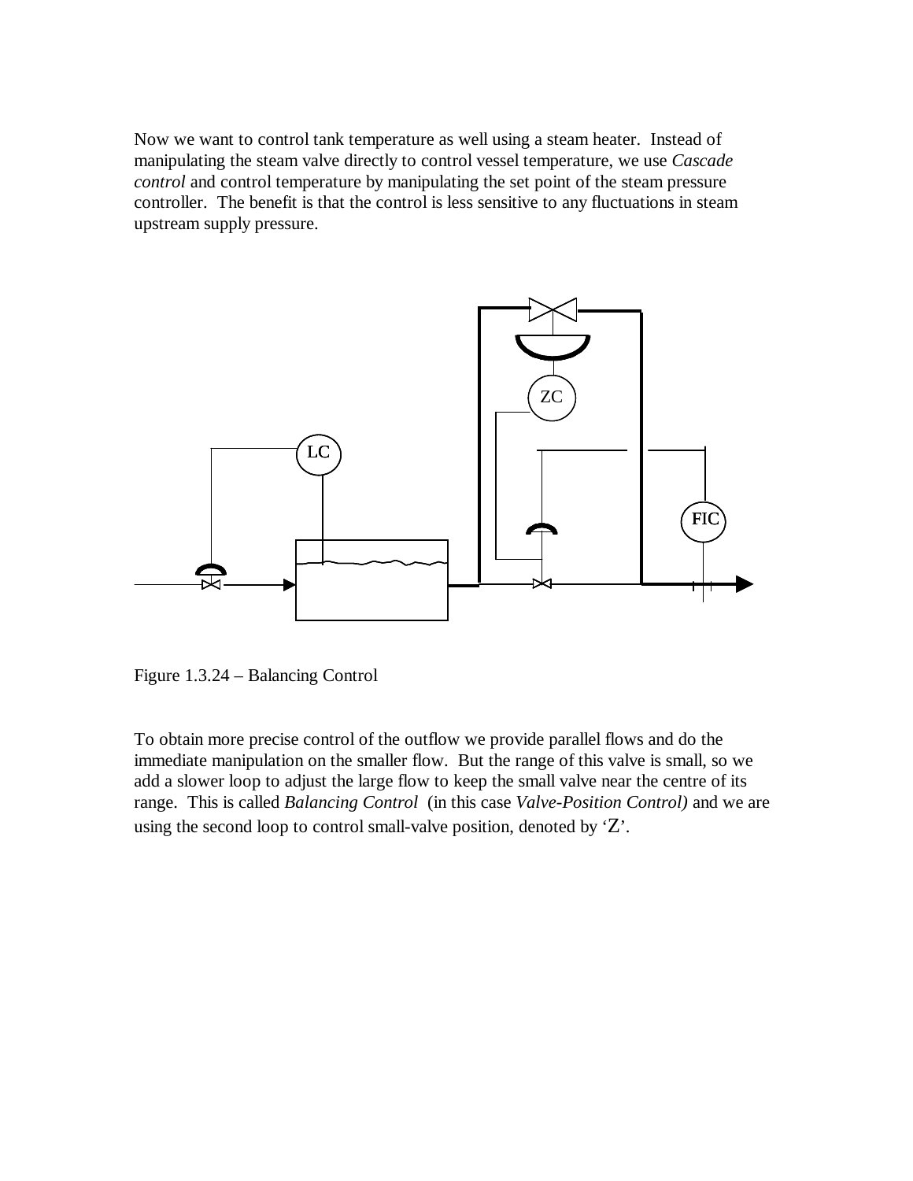Now we want to control tank temperature as well using a steam heater. Instead of manipulating the steam valve directly to control vessel temperature, we use *Cascade control* and control temperature by manipulating the set point of the steam pressure controller. The benefit is that the control is less sensitive to any fluctuations in steam upstream supply pressure.

Figure 1.3.24 – Balancing Control

To obtain more precise control of the outflow we provide parallel flows and do the immediate manipulation on the smaller flow. But the range of this valve is small, so we add a slower loop to adjust the large flow to keep the small valve near the centre of its range. This is called *Balancing Control* (in this case *Valve-Position Control)* and we are using the second loop to control small-valve position, denoted by 'Z'.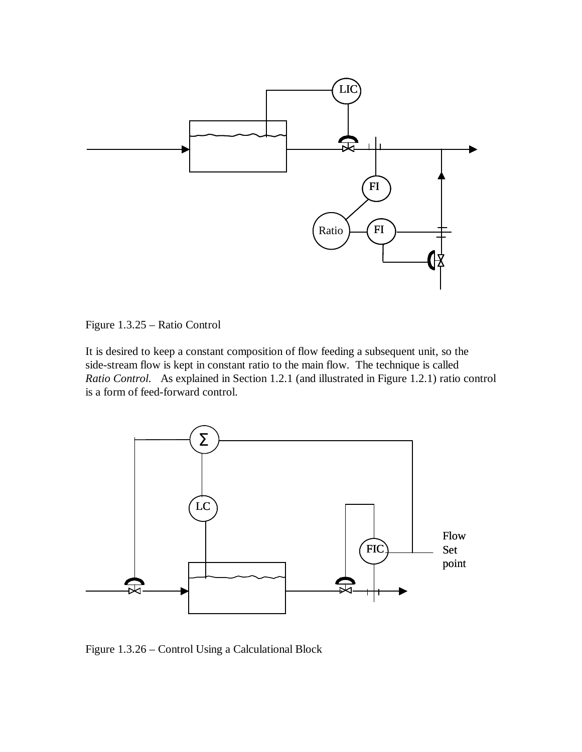Figure 1.3.25 – Ratio Control

It is desired to keep a constant composition of flow feeding a subsequent unit, so the side-stream flow is kept in constant ratio to the main flow. The technique is called *Ratio Control.* As explained in Section 1.2.1 (and illustrated in Figure 1.2.1) ratio control is a form of feed-forward control.

Figure 1.3.26 – Control Using a Calculational Block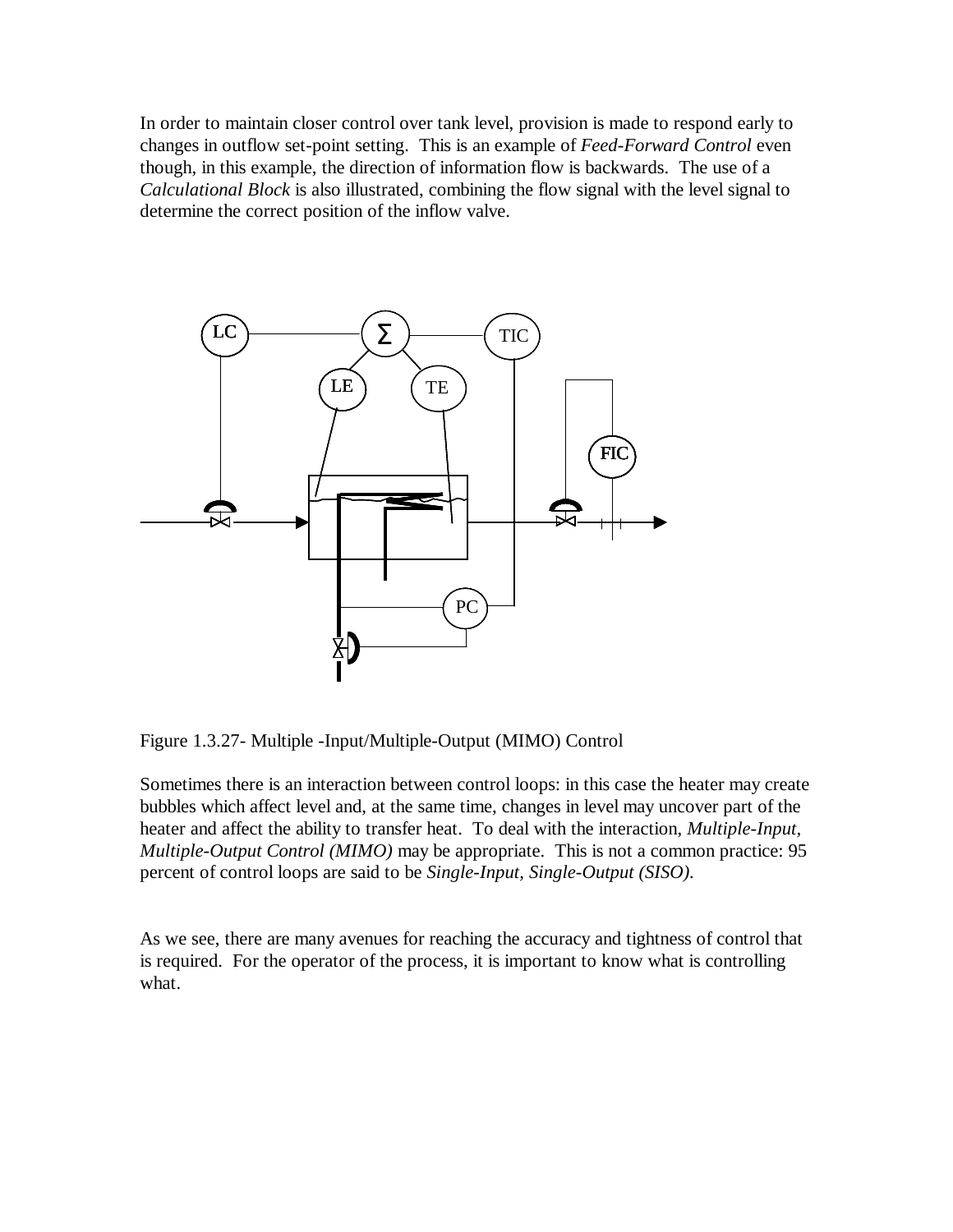In order to maintain closer control over tank level, provision is made to respond early to changes in outflow set-point setting. This is an example of *Feed-Forward Control* even though, in this example, the direction of information flow is backwards. The use of a *Calculational Block* is also illustrated, combining the flow signal with the level signal to determine the correct position of the inflow valve.

Figure 1.3.27- Multiple -Input/Multiple-Output (MIMO) Control

Sometimes there is an interaction between control loops: in this case the heater may create bubbles which affect level and, at the same time, changes in level may uncover part of the heater and affect the ability to transfer heat. To deal with the interaction, *Multiple-Input, Multiple-Output Control (MIMO)* may be appropriate. This is not a common practice: 95 percent of control loops are said to be *Single-Input, Single-Output (SISO)*.

As we see, there are many avenues for reaching the accuracy and tightness of control that is required. For the operator of the process, it is important to know what is controlling what.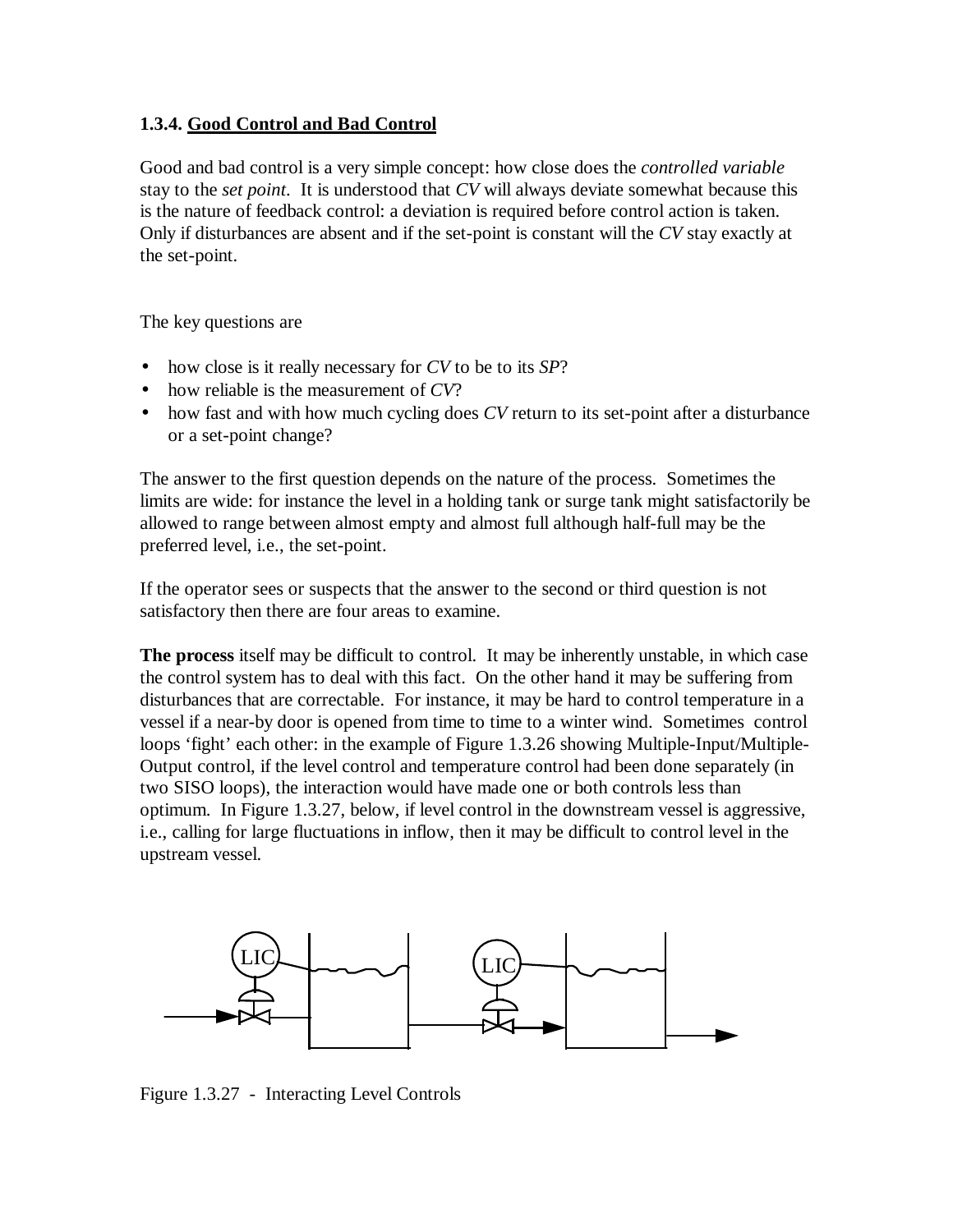### 1.3.4. Good Control and Bad Control

Good and bad control is a very simple concept: how close does the *controlled variable* stay to the *set point*. It is understood that *CV* will always deviate somewhat because this is the nature of feedback control: a deviation is required before control action is taken. Only if disturbances are absent and if the set-point is constant will the *CV* stay exactly at the set-point.

The key questions are

- how close is it really necessary for *CV* to be to its *SP*?
- how reliable is the measurement of *CV*?
- how fast and with how much cycling does *CV* return to its set-point after a disturbance or a set-point change?

The answer to the first question depends on the nature of the process. Sometimes the limits are wide: for instance the level in a holding tank or surge tank might satisfactorily be allowed to range between almost empty and almost full although half-full may be the preferred level, i.e., the set-point.

If the operator sees or suspects that the answer to the second or third question is not satisfactory then there are four areas to examine.

**The process** itself may be difficult to control. It may be inherently unstable, in which case the control system has to deal with this fact. On the other hand it may be suffering from disturbances that are correctable. For instance, it may be hard to control temperature in a vessel if a near-by door is opened from time to time to a winter wind. Sometimes control loops 'fight' each other: in the example of Figure 1.3.26 showing Multiple-Input/Multiple-Output control, if the level control and temperature control had been done separately (in two SISO loops), the interaction would have made one or both controls less than optimum. In Figure 1.3.27, below, if level control in the downstream vessel is aggressive, i.e., calling for large fluctuations in inflow, then it may be difficult to control level in the upstream vessel.

Figure 1.3.27 - Interacting Level Controls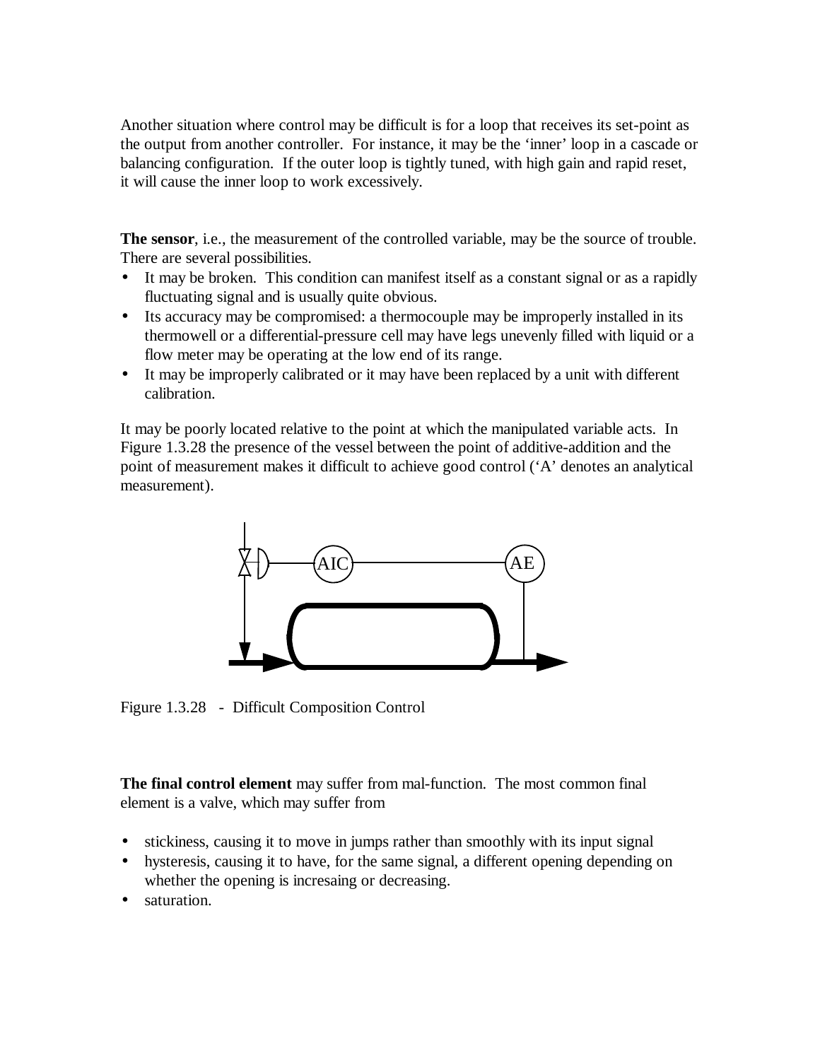Another situation where control may be difficult is for a loop that receives its set-point as the output from another controller. For instance, it may be the 'inner' loop in a cascade or balancing configuration. If the outer loop is tightly tuned, with high gain and rapid reset, it will cause the inner loop to work excessively.

**The sensor**, i.e., the measurement of the controlled variable, may be the source of trouble. There are several possibilities.

- It may be broken. This condition can manifest itself as a constant signal or as a rapidly fluctuating signal and is usually quite obvious.
- Its accuracy may be compromised: a thermocouple may be improperly installed in its thermowell or a differential-pressure cell may have legs unevenly filled with liquid or a flow meter may be operating at the low end of its range.
- It may be improperly calibrated or it may have been replaced by a unit with different calibration.

It may be poorly located relative to the point at which the manipulated variable acts. In Figure 1.3.28 the presence of the vessel between the point of additive-addition and the point of measurement makes it difficult to achieve good control ('A' denotes an analytical measurement).

Figure 1.3.28 - Difficult Composition Control

**The final control element** may suffer from mal-function. The most common final element is a valve, which may suffer from

- stickiness, causing it to move in jumps rather than smoothly with its input signal
- hysteresis, causing it to have, for the same signal, a different opening depending on whether the opening is incresaing or decreasing.
- saturation.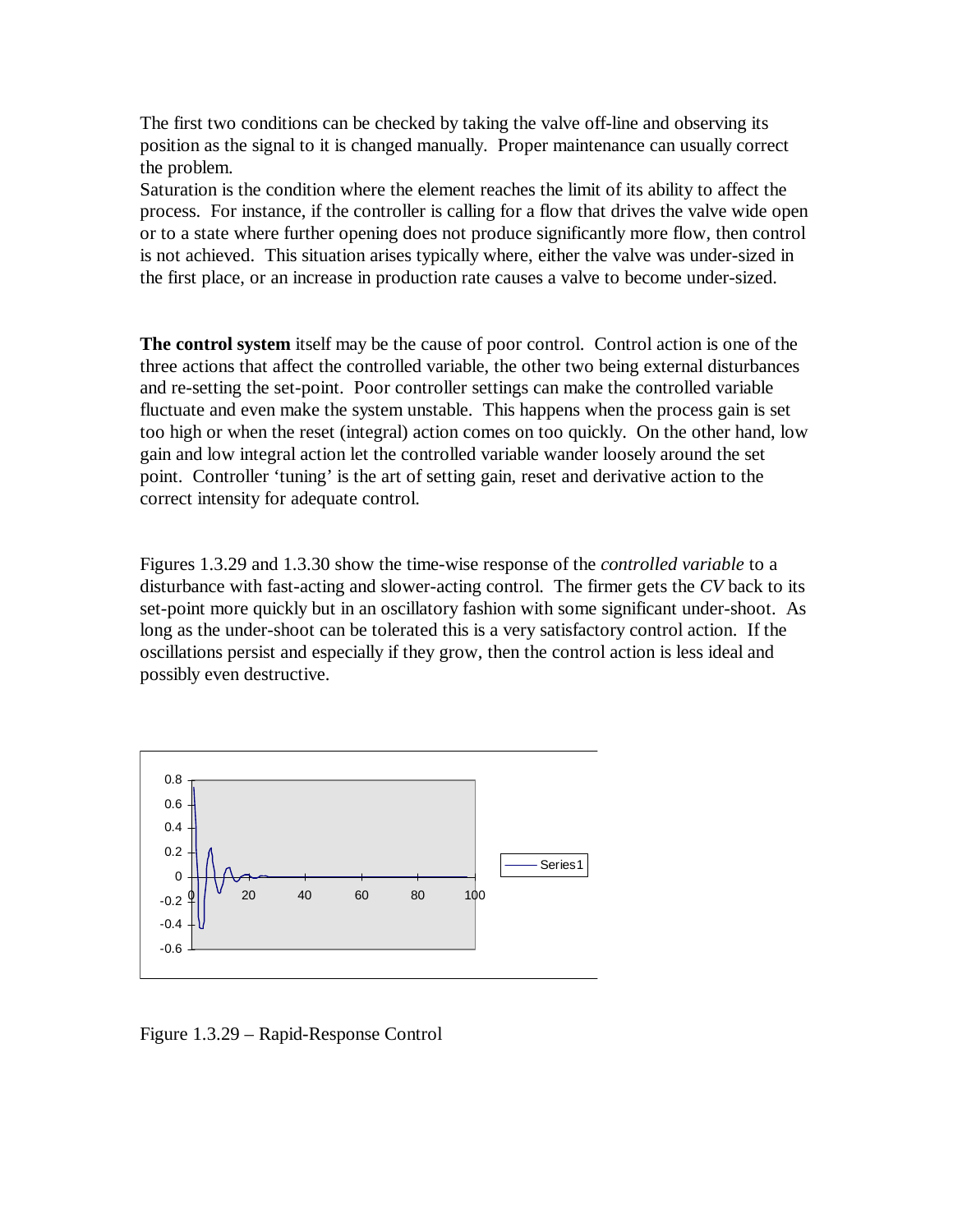The first two conditions can be checked by taking the valve off-line and observing its position as the signal to it is changed manually. Proper maintenance can usually correct the problem.
Saturation is the condition where the element reaches the limit of its ability to affect the process. For instance, if the controller is calling for a flow that drives the valve wide open or to a state where further opening does not produce significantly more flow, then control is not achieved. This situation arises typically where, either the valve was under-sized in the first place, or an increase in production rate causes a valve to become under-sized.

**The control system** itself may be the cause of poor control. Control action is one of the three actions that affect the controlled variable, the other two being external disturbances and re-setting the set-point. Poor controller settings can make the controlled variable fluctuate and even make the system unstable. This happens when the process gain is set too high or when the reset (integral) action comes on too quickly. On the other hand, low gain and low integral action let the controlled variable wander loosely around the set point. Controller 'tuning' is the art of setting gain, reset and derivative action to the correct intensity for adequate control.

Figures 1.3.29 and 1.3.30 show the time-wise response of the *controlled variable* to a disturbance with fast-acting and slower-acting control. The firmer gets the *CV* back to its set-point more quickly but in an oscillatory fashion with some significant under-shoot. As long as the under-shoot can be tolerated this is a very satisfactory control action. If the oscillations persist and especially if they grow, then the control action is less ideal and possibly even destructive.

Figure 1.3.29 – Rapid-Response Control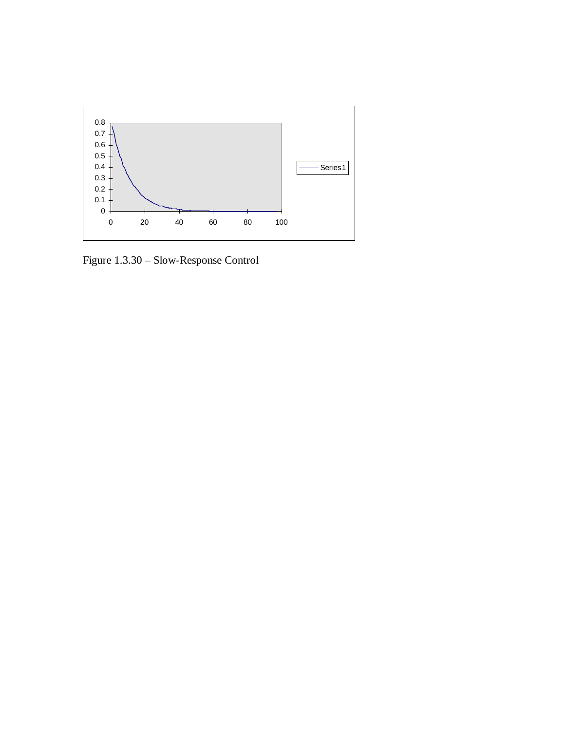Figure 1.3.30 – Slow-Response Control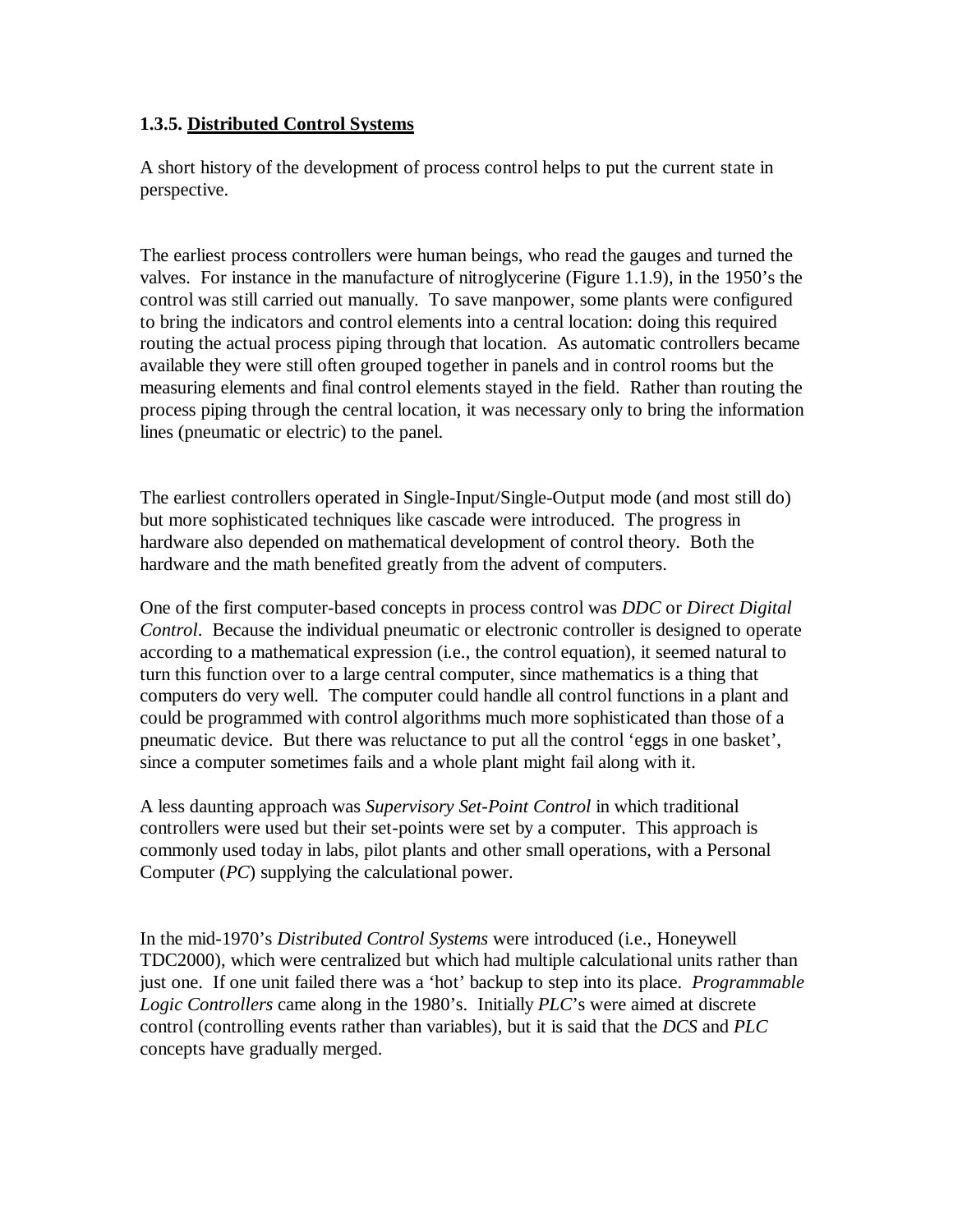### 1.3.5. Distributed Control Systems

A short history of the development of process control helps to put the current state in perspective.

The earliest process controllers were human beings, who read the gauges and turned the valves. For instance in the manufacture of nitroglycerine (Figure 1.1.9), in the 1950's the control was still carried out manually. To save manpower, some plants were configured to bring the indicators and control elements into a central location: doing this required routing the actual process piping through that location. As automatic controllers became available they were still often grouped together in panels and in control rooms but the measuring elements and final control elements stayed in the field. Rather than routing the process piping through the central location, it was necessary only to bring the information lines (pneumatic or electric) to the panel.

The earliest controllers operated in Single-Input/Single-Output mode (and most still do) but more sophisticated techniques like cascade were introduced. The progress in hardware also depended on mathematical development of control theory. Both the hardware and the math benefited greatly from the advent of computers.

One of the first computer-based concepts in process control was *DDC* or *Direct Digital Control*. Because the individual pneumatic or electronic controller is designed to operate according to a mathematical expression (i.e., the control equation), it seemed natural to turn this function over to a large central computer, since mathematics is a thing that computers do very well. The computer could handle all control functions in a plant and could be programmed with control algorithms much more sophisticated than those of a pneumatic device. But there was reluctance to put all the control 'eggs in one basket', since a computer sometimes fails and a whole plant might fail along with it.

A less daunting approach was *Supervisory Set-Point Control* in which traditional controllers were used but their set-points were set by a computer. This approach is commonly used today in labs, pilot plants and other small operations, with a Personal Computer (*PC*) supplying the calculational power.

In the mid-1970's *Distributed Control Systems* were introduced (i.e., Honeywell TDC2000), which were centralized but which had multiple calculational units rather than just one. If one unit failed there was a 'hot' backup to step into its place. *Programmable Logic Controllers* came along in the 1980's. Initially *PLC*'s were aimed at discrete control (controlling events rather than variables), but it is said that the *DCS* and *PLC* concepts have gradually merged.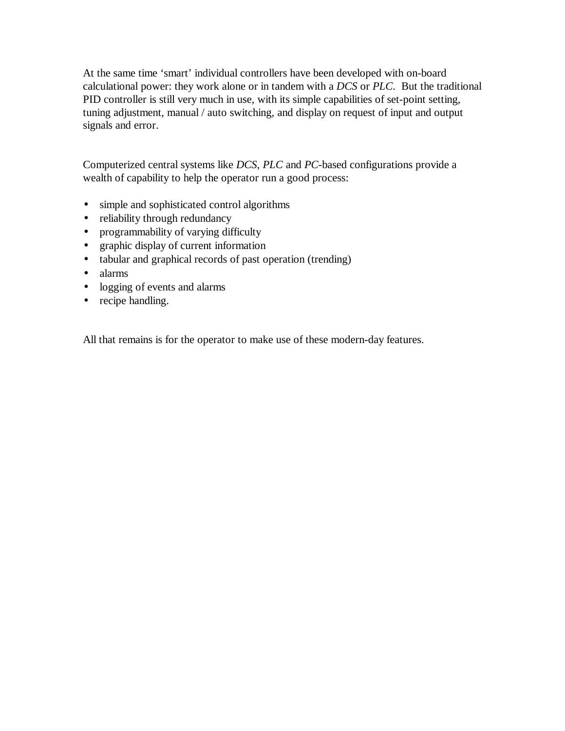At the same time 'smart' individual controllers have been developed with on-board calculational power: they work alone or in tandem with a *DCS* or *PLC*. But the traditional PID controller is still very much in use, with its simple capabilities of set-point setting, tuning adjustment, manual / auto switching, and display on request of input and output signals and error.

Computerized central systems like *DCS*, *PLC* and *PC*-based configurations provide a wealth of capability to help the operator run a good process:

- simple and sophisticated control algorithms
- reliability through redundancy
- programmability of varying difficulty
- graphic display of current information
- tabular and graphical records of past operation (trending)
- alarms
- logging of events and alarms
- recipe handling.

All that remains is for the operator to make use of these modern-day features.